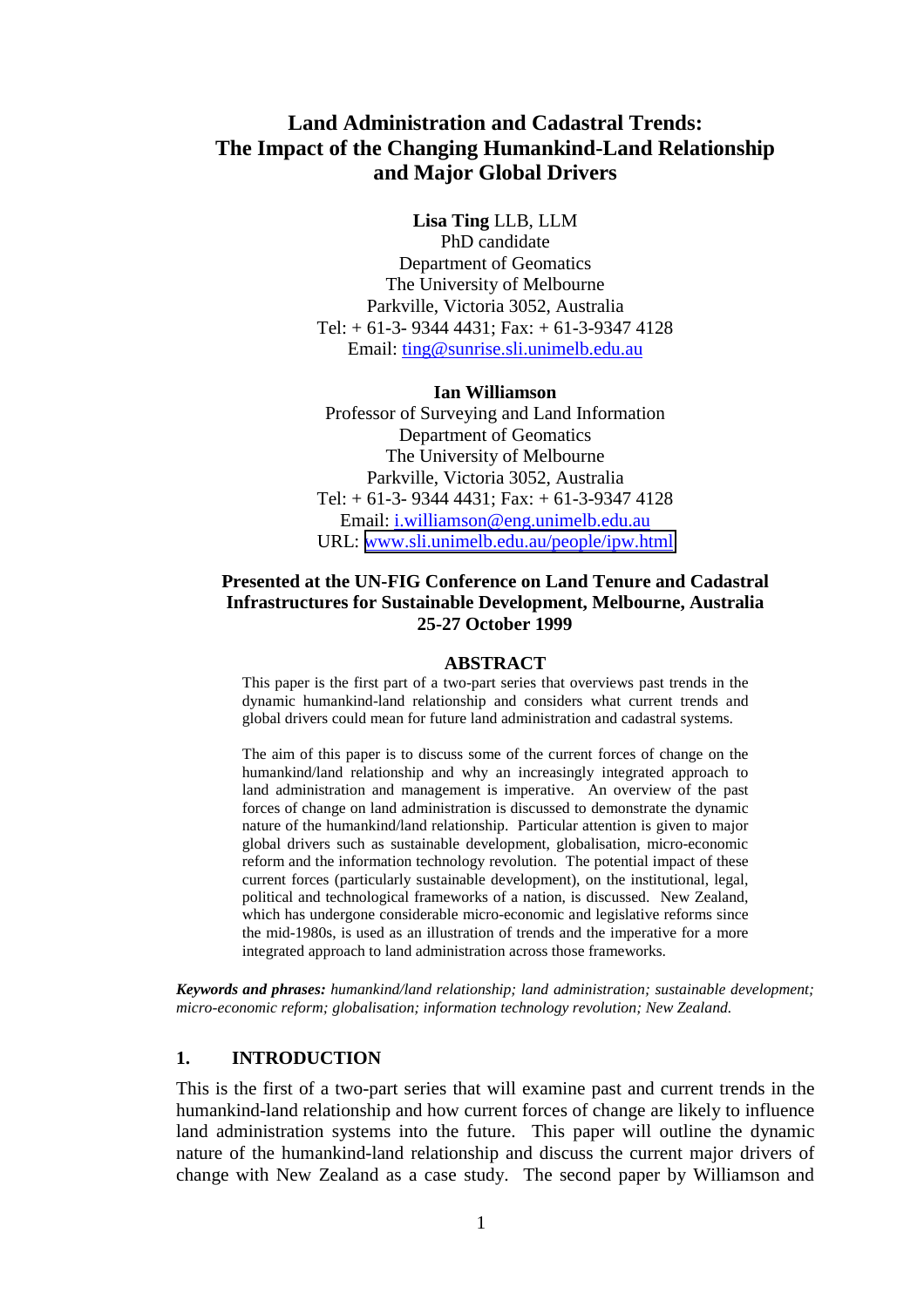# Land Administration and Cadastral Trends: The Impact of the Changing Humankind-Land Relationship and Major Global Drivers

**Lisa Ting** LLB, LLM
PhD candidate
Department of Geomatics
The University of Melbourne
Parkville, Victoria 3052, Australia
Tel: + 61-3- 9344 4431; Fax: + 61-3-9347 4128
Email: ting@sunrise.sli.unimelb.edu.au

**Ian Williamson**
Professor of Surveying and Land Information
Department of Geomatics
The University of Melbourne
Parkville, Victoria 3052, Australia
Tel: + 61-3- 9344 4431; Fax: + 61-3-9347 4128
Email: i.williamson@eng.unimelb.edu.au
URL: www.sli.unimelb.edu.au/people/ipw.html

**Presented at the UN-FIG Conference on Land Tenure and Cadastral Infrastructures for Sustainable Development, Melbourne, Australia 25-27 October 1999**

## ABSTRACT

This paper is the first part of a two-part series that overviews past trends in the dynamic humankind-land relationship and considers what current trends and global drivers could mean for future land administration and cadastral systems.

The aim of this paper is to discuss some of the current forces of change on the humankind/land relationship and why an increasingly integrated approach to land administration and management is imperative. An overview of the past forces of change on land administration is discussed to demonstrate the dynamic nature of the humankind/land relationship. Particular attention is given to major global drivers such as sustainable development, globalisation, micro-economic reform and the information technology revolution. The potential impact of these current forces (particularly sustainable development), on the institutional, legal, political and technological frameworks of a nation, is discussed. New Zealand, which has undergone considerable micro-economic and legislative reforms since the mid-1980s, is used as an illustration of trends and the imperative for a more integrated approach to land administration across those frameworks.

***Keywords and phrases:*** *humankind/land relationship; land administration; sustainable development; micro-economic reform; globalisation; information technology revolution; New Zealand.*

## 1. INTRODUCTION

This is the first of a two-part series that will examine past and current trends in the humankind-land relationship and how current forces of change are likely to influence land administration systems into the future. This paper will outline the dynamic nature of the humankind-land relationship and discuss the current major drivers of change with New Zealand as a case study. The second paper by Williamson and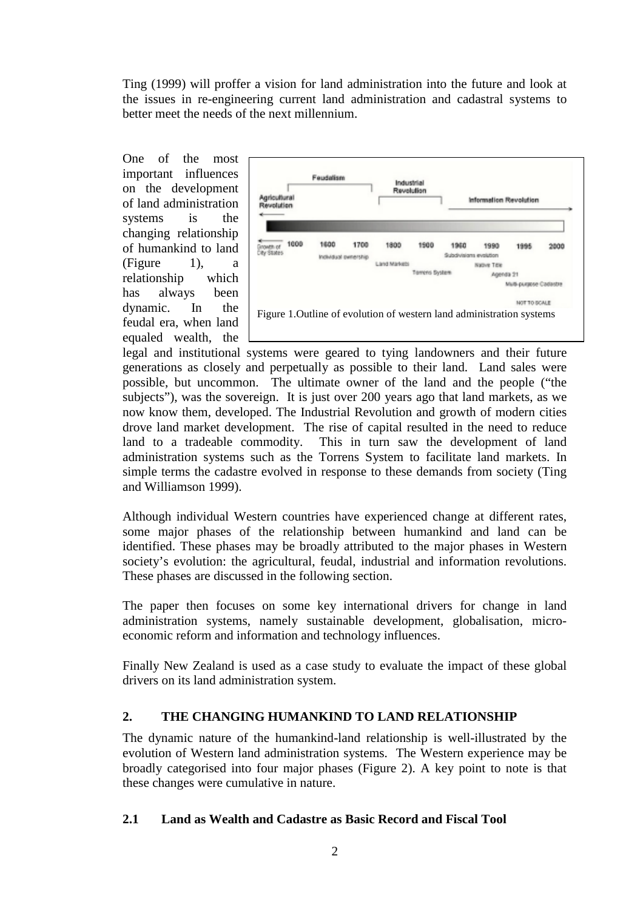Ting (1999) will proffer a vision for land administration into the future and look at the issues in re-engineering current land administration and cadastral systems to better meet the needs of the next millennium.

One of the most important influences on the development of land administration systems is the changing relationship of humankind to land (Figure 1), a relationship which has always been dynamic. In the feudal era, when land equaled wealth, the legal and institutional systems were geared to tying landowners and their future generations as closely and perpetually as possible to their land. Land sales were possible, but uncommon. The ultimate owner of the land and the people ("the subjects"), was the sovereign. It is just over 200 years ago that land markets, as we now know them, developed. The Industrial Revolution and growth of modern cities drove land market development. The rise of capital resulted in the need to reduce land to a tradeable commodity. This in turn saw the development of land administration systems such as the Torrens System to facilitate land markets. In simple terms the cadastre evolved in response to these demands from society (Ting and Williamson 1999).

Figure 1.Outline of evolution of western land administration systems

Although individual Western countries have experienced change at different rates, some major phases of the relationship between humankind and land can be identified. These phases may be broadly attributed to the major phases in Western society's evolution: the agricultural, feudal, industrial and information revolutions. These phases are discussed in the following section.

The paper then focuses on some key international drivers for change in land administration systems, namely sustainable development, globalisation, micro-economic reform and information and technology influences.

Finally New Zealand is used as a case study to evaluate the impact of these global drivers on its land administration system.

## 2. THE CHANGING HUMANKIND TO LAND RELATIONSHIP

The dynamic nature of the humankind-land relationship is well-illustrated by the evolution of Western land administration systems. The Western experience may be broadly categorised into four major phases (Figure 2). A key point to note is that these changes were cumulative in nature.

### 2.1 Land as Wealth and Cadastre as Basic Record and Fiscal Tool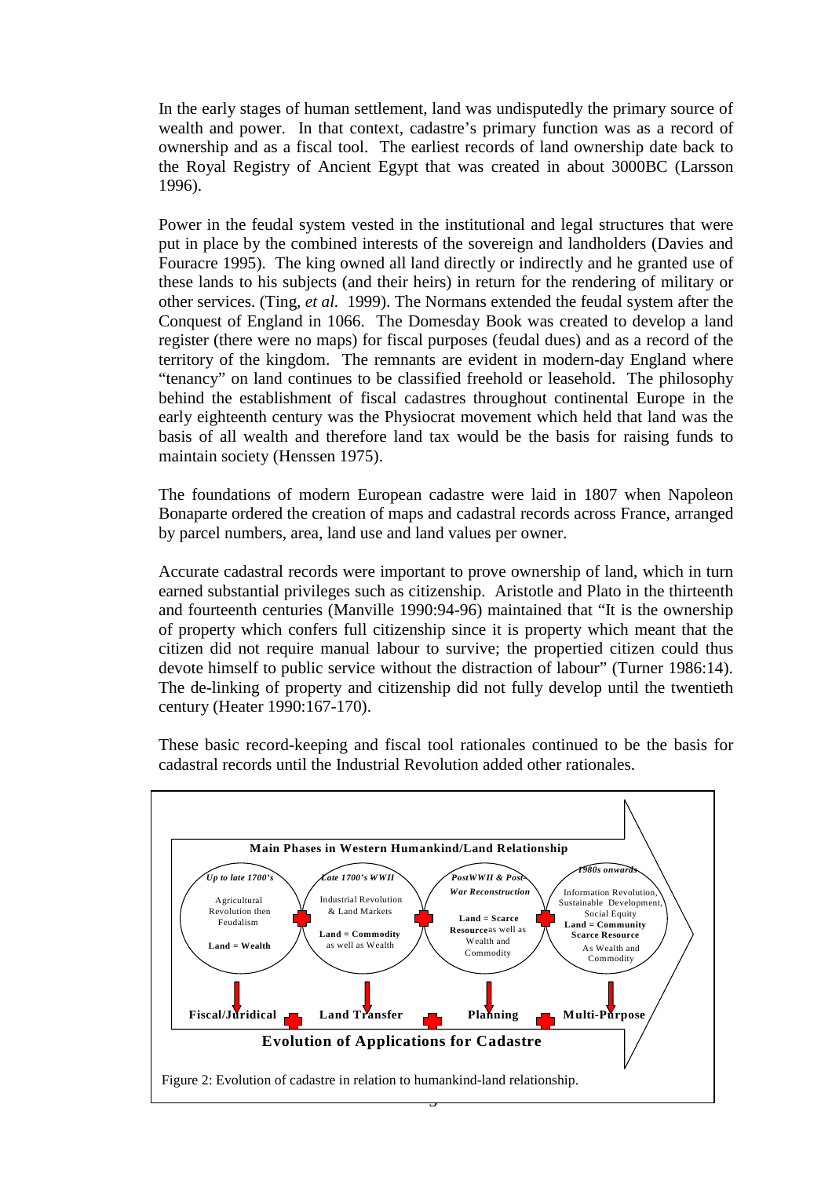In the early stages of human settlement, land was undisputedly the primary source of wealth and power. In that context, cadastre's primary function was as a record of ownership and as a fiscal tool. The earliest records of land ownership date back to the Royal Registry of Ancient Egypt that was created in about 3000BC (Larsson 1996).

Power in the feudal system vested in the institutional and legal structures that were put in place by the combined interests of the sovereign and landholders (Davies and Fouracre 1995). The king owned all land directly or indirectly and he granted use of these lands to his subjects (and their heirs) in return for the rendering of military or other services. (Ting, *et al.* 1999). The Normans extended the feudal system after the Conquest of England in 1066. The Domesday Book was created to develop a land register (there were no maps) for fiscal purposes (feudal dues) and as a record of the territory of the kingdom. The remnants are evident in modern-day England where "tenancy" on land continues to be classified freehold or leasehold. The philosophy behind the establishment of fiscal cadastres throughout continental Europe in the early eighteenth century was the Physiocrat movement which held that land was the basis of all wealth and therefore land tax would be the basis for raising funds to maintain society (Henssen 1975).

The foundations of modern European cadastre were laid in 1807 when Napoleon Bonaparte ordered the creation of maps and cadastral records across France, arranged by parcel numbers, area, land use and land values per owner.

Accurate cadastral records were important to prove ownership of land, which in turn earned substantial privileges such as citizenship. Aristotle and Plato in the thirteenth and fourteenth centuries (Manville 1990:94-96) maintained that "It is the ownership of property which confers full citizenship since it is property which meant that the citizen did not require manual labour to survive; the propertied citizen could thus devote himself to public service without the distraction of labour" (Turner 1986:14). The de-linking of property and citizenship did not fully develop until the twentieth century (Heater 1990:167-170).

These basic record-keeping and fiscal tool rationales continued to be the basis for cadastral records until the Industrial Revolution added other rationales.

**Main Phases in Western Humankind/Land Relationship**

| *Up to late 1700's* | *Late 1700's WWII* | *PostWWII & Post-War Reconstruction* | *1980s onwards* |
|---|---|---|---|
| Agricultural Revolution then Feudalism | Industrial Revolution & Land Markets | | Information Revolution, Sustainable Development, Social Equity |
| **Land = Wealth** | **Land = Commodity** as well as Wealth | **Land = Scarce Resource** as well as Wealth and Commodity | **Land = Community Scarce Resource** As Wealth and Commodity |
| **Fiscal/Juridical** | **Land Transfer** | **Planning** | **Multi-Purpose** |

**Evolution of Applications for Cadastre**

Figure 2: Evolution of cadastre in relation to humankind-land relationship.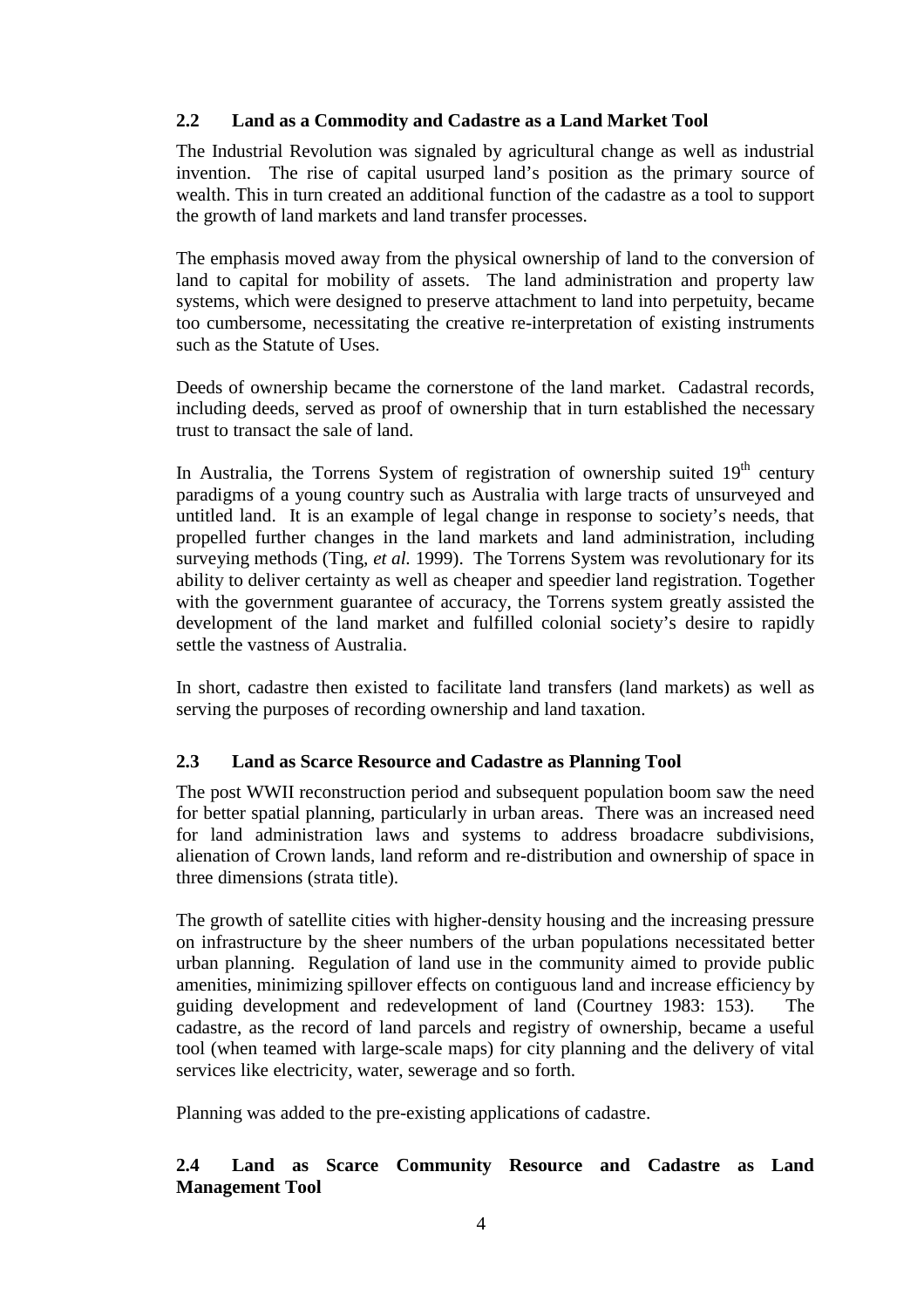### 2.2 Land as a Commodity and Cadastre as a Land Market Tool

The Industrial Revolution was signaled by agricultural change as well as industrial invention. The rise of capital usurped land's position as the primary source of wealth. This in turn created an additional function of the cadastre as a tool to support the growth of land markets and land transfer processes.

The emphasis moved away from the physical ownership of land to the conversion of land to capital for mobility of assets. The land administration and property law systems, which were designed to preserve attachment to land into perpetuity, became too cumbersome, necessitating the creative re-interpretation of existing instruments such as the Statute of Uses.

Deeds of ownership became the cornerstone of the land market. Cadastral records, including deeds, served as proof of ownership that in turn established the necessary trust to transact the sale of land.

In Australia, the Torrens System of registration of ownership suited 19th century paradigms of a young country such as Australia with large tracts of unsurveyed and untitled land. It is an example of legal change in response to society's needs, that propelled further changes in the land markets and land administration, including surveying methods (Ting, *et al.* 1999). The Torrens System was revolutionary for its ability to deliver certainty as well as cheaper and speedier land registration. Together with the government guarantee of accuracy, the Torrens system greatly assisted the development of the land market and fulfilled colonial society's desire to rapidly settle the vastness of Australia.

In short, cadastre then existed to facilitate land transfers (land markets) as well as serving the purposes of recording ownership and land taxation.

### 2.3 Land as Scarce Resource and Cadastre as Planning Tool

The post WWII reconstruction period and subsequent population boom saw the need for better spatial planning, particularly in urban areas. There was an increased need for land administration laws and systems to address broadacre subdivisions, alienation of Crown lands, land reform and re-distribution and ownership of space in three dimensions (strata title).

The growth of satellite cities with higher-density housing and the increasing pressure on infrastructure by the sheer numbers of the urban populations necessitated better urban planning. Regulation of land use in the community aimed to provide public amenities, minimizing spillover effects on contiguous land and increase efficiency by guiding development and redevelopment of land (Courtney 1983: 153). The cadastre, as the record of land parcels and registry of ownership, became a useful tool (when teamed with large-scale maps) for city planning and the delivery of vital services like electricity, water, sewerage and so forth.

Planning was added to the pre-existing applications of cadastre.

### 2.4 Land as Scarce Community Resource and Cadastre as Land Management Tool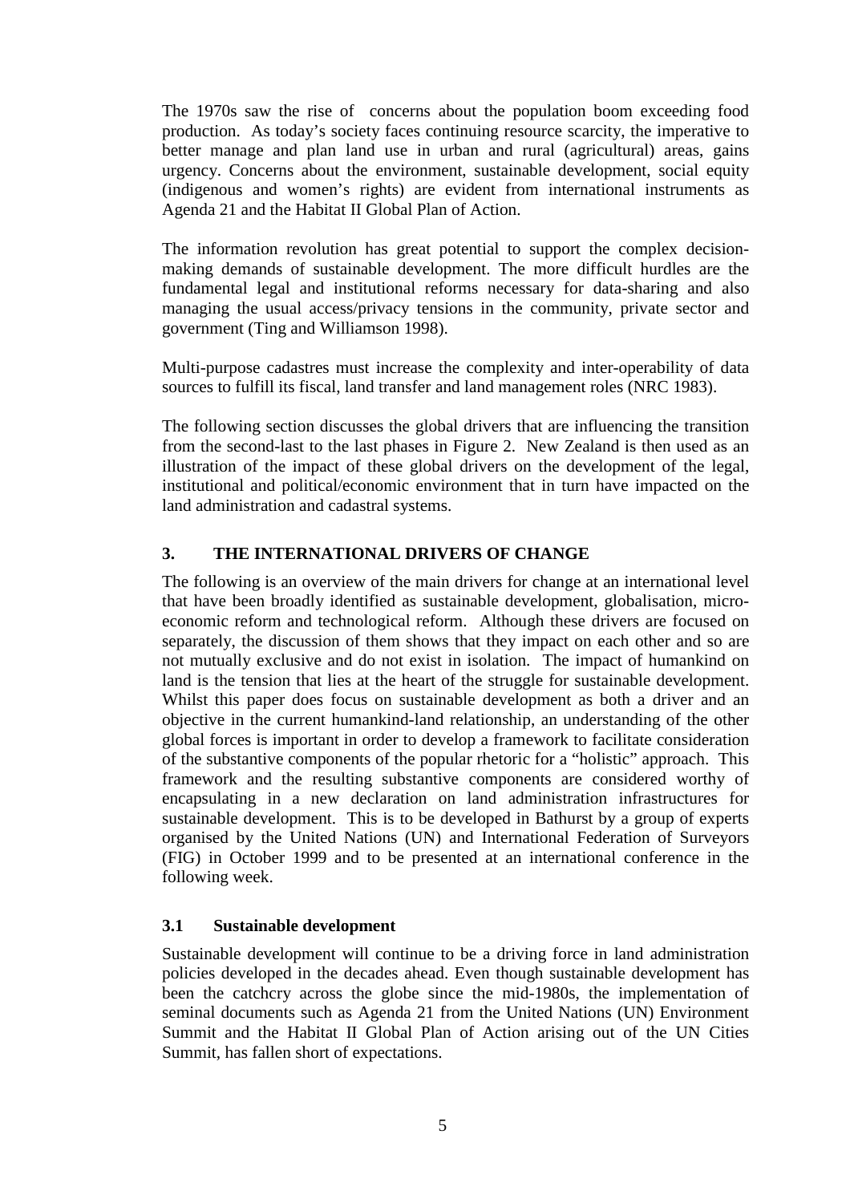The 1970s saw the rise of concerns about the population boom exceeding food production. As today's society faces continuing resource scarcity, the imperative to better manage and plan land use in urban and rural (agricultural) areas, gains urgency. Concerns about the environment, sustainable development, social equity (indigenous and women's rights) are evident from international instruments as Agenda 21 and the Habitat II Global Plan of Action.

The information revolution has great potential to support the complex decision-making demands of sustainable development. The more difficult hurdles are the fundamental legal and institutional reforms necessary for data-sharing and also managing the usual access/privacy tensions in the community, private sector and government (Ting and Williamson 1998).

Multi-purpose cadastres must increase the complexity and inter-operability of data sources to fulfill its fiscal, land transfer and land management roles (NRC 1983).

The following section discusses the global drivers that are influencing the transition from the second-last to the last phases in Figure 2. New Zealand is then used as an illustration of the impact of these global drivers on the development of the legal, institutional and political/economic environment that in turn have impacted on the land administration and cadastral systems.

## 3. THE INTERNATIONAL DRIVERS OF CHANGE

The following is an overview of the main drivers for change at an international level that have been broadly identified as sustainable development, globalisation, micro-economic reform and technological reform. Although these drivers are focused on separately, the discussion of them shows that they impact on each other and so are not mutually exclusive and do not exist in isolation. The impact of humankind on land is the tension that lies at the heart of the struggle for sustainable development. Whilst this paper does focus on sustainable development as both a driver and an objective in the current humankind-land relationship, an understanding of the other global forces is important in order to develop a framework to facilitate consideration of the substantive components of the popular rhetoric for a "holistic" approach. This framework and the resulting substantive components are considered worthy of encapsulating in a new declaration on land administration infrastructures for sustainable development. This is to be developed in Bathurst by a group of experts organised by the United Nations (UN) and International Federation of Surveyors (FIG) in October 1999 and to be presented at an international conference in the following week.

### 3.1 Sustainable development

Sustainable development will continue to be a driving force in land administration policies developed in the decades ahead. Even though sustainable development has been the catchcry across the globe since the mid-1980s, the implementation of seminal documents such as Agenda 21 from the United Nations (UN) Environment Summit and the Habitat II Global Plan of Action arising out of the UN Cities Summit, has fallen short of expectations.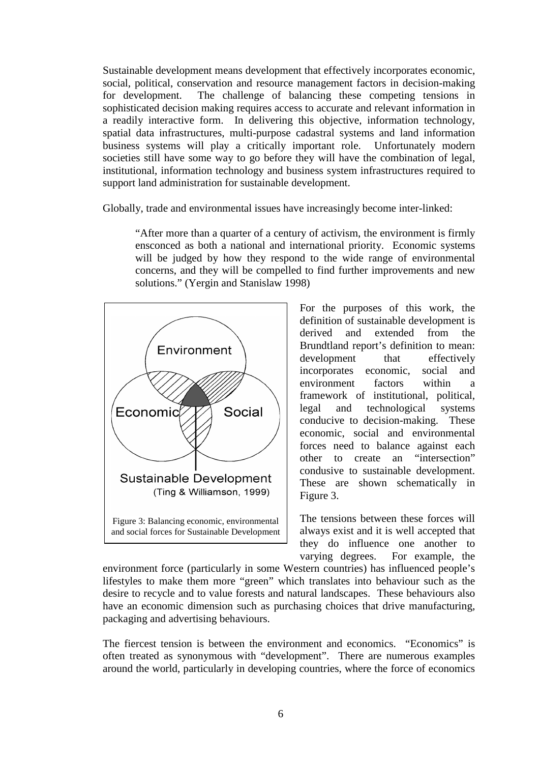Sustainable development means development that effectively incorporates economic, social, political, conservation and resource management factors in decision-making for development. The challenge of balancing these competing tensions in sophisticated decision making requires access to accurate and relevant information in a readily interactive form. In delivering this objective, information technology, spatial data infrastructures, multi-purpose cadastral systems and land information business systems will play a critically important role. Unfortunately modern societies still have some way to go before they will have the combination of legal, institutional, information technology and business system infrastructures required to support land administration for sustainable development.

Globally, trade and environmental issues have increasingly become inter-linked:

> "After more than a quarter of a century of activism, the environment is firmly ensconced as both a national and international priority. Economic systems will be judged by how they respond to the wide range of environmental concerns, and they will be compelled to find further improvements and new solutions." (Yergin and Stanislaw 1998)

For the purposes of this work, the definition of sustainable development is derived and extended from the Brundtland report's definition to mean: development that effectively incorporates economic, social and environment factors within a framework of institutional, political, legal and technological systems conducive to decision-making. These economic, social and environmental forces need to balance against each other to create an "intersection" condusive to sustainable development. These are shown schematically in Figure 3.

Figure 3: Balancing economic, environmental and social forces for Sustainable Development

The tensions between these forces will always exist and it is well accepted that they do influence one another to varying degrees. For example, the environment force (particularly in some Western countries) has influenced people's lifestyles to make them more "green" which translates into behaviour such as the desire to recycle and to value forests and natural landscapes. These behaviours also have an economic dimension such as purchasing choices that drive manufacturing, packaging and advertising behaviours.

The fiercest tension is between the environment and economics. "Economics" is often treated as synonymous with "development". There are numerous examples around the world, particularly in developing countries, where the force of economics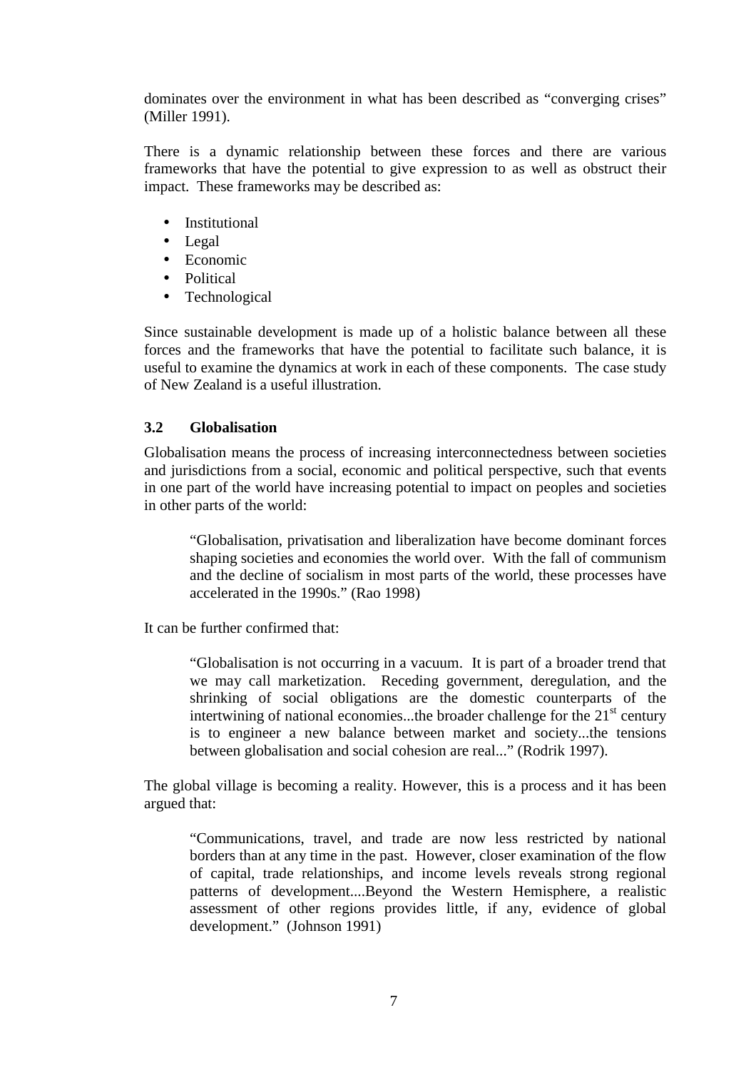dominates over the environment in what has been described as “converging crises” (Miller 1991).

There is a dynamic relationship between these forces and there are various frameworks that have the potential to give expression to as well as obstruct their impact. These frameworks may be described as:

- Institutional
- Legal
- Economic
- Political
- Technological

Since sustainable development is made up of a holistic balance between all these forces and the frameworks that have the potential to facilitate such balance, it is useful to examine the dynamics at work in each of these components. The case study of New Zealand is a useful illustration.

### 3.2 Globalisation

Globalisation means the process of increasing interconnectedness between societies and jurisdictions from a social, economic and political perspective, such that events in one part of the world have increasing potential to impact on peoples and societies in other parts of the world:

> “Globalisation, privatisation and liberalization have become dominant forces shaping societies and economies the world over. With the fall of communism and the decline of socialism in most parts of the world, these processes have accelerated in the 1990s.” (Rao 1998)

It can be further confirmed that:

> “Globalisation is not occurring in a vacuum. It is part of a broader trend that we may call marketization. Receding government, deregulation, and the shrinking of social obligations are the domestic counterparts of the intertwining of national economies...the broader challenge for the 21st century is to engineer a new balance between market and society...the tensions between globalisation and social cohesion are real...” (Rodrik 1997).

The global village is becoming a reality. However, this is a process and it has been argued that:

> “Communications, travel, and trade are now less restricted by national borders than at any time in the past. However, closer examination of the flow of capital, trade relationships, and income levels reveals strong regional patterns of development....Beyond the Western Hemisphere, a realistic assessment of other regions provides little, if any, evidence of global development.” (Johnson 1991)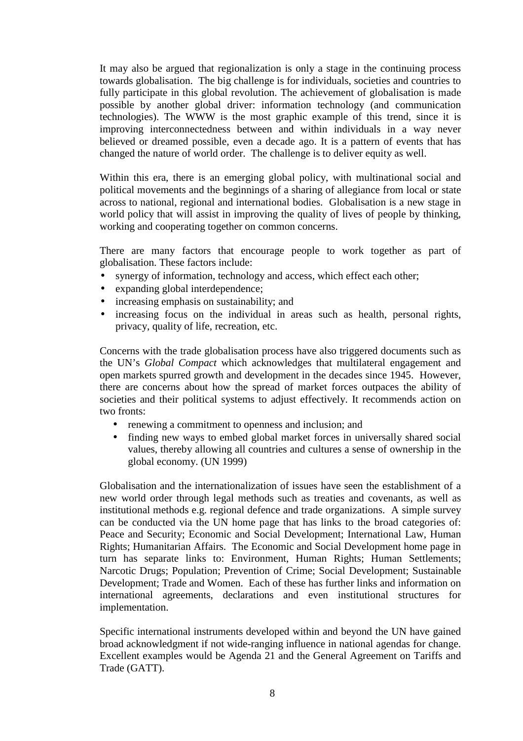It may also be argued that regionalization is only a stage in the continuing process towards globalisation. The big challenge is for individuals, societies and countries to fully participate in this global revolution. The achievement of globalisation is made possible by another global driver: information technology (and communication technologies). The WWW is the most graphic example of this trend, since it is improving interconnectedness between and within individuals in a way never believed or dreamed possible, even a decade ago. It is a pattern of events that has changed the nature of world order. The challenge is to deliver equity as well.

Within this era, there is an emerging global policy, with multinational social and political movements and the beginnings of a sharing of allegiance from local or state across to national, regional and international bodies. Globalisation is a new stage in world policy that will assist in improving the quality of lives of people by thinking, working and cooperating together on common concerns.

There are many factors that encourage people to work together as part of globalisation. These factors include:

- synergy of information, technology and access, which effect each other;
- expanding global interdependence;
- increasing emphasis on sustainability; and
- increasing focus on the individual in areas such as health, personal rights, privacy, quality of life, recreation, etc.

Concerns with the trade globalisation process have also triggered documents such as the UN's *Global Compact* which acknowledges that multilateral engagement and open markets spurred growth and development in the decades since 1945. However, there are concerns about how the spread of market forces outpaces the ability of societies and their political systems to adjust effectively. It recommends action on two fronts:

- renewing a commitment to openness and inclusion; and
- finding new ways to embed global market forces in universally shared social values, thereby allowing all countries and cultures a sense of ownership in the global economy. (UN 1999)

Globalisation and the internationalization of issues have seen the establishment of a new world order through legal methods such as treaties and covenants, as well as institutional methods e.g. regional defence and trade organizations. A simple survey can be conducted via the UN home page that has links to the broad categories of: Peace and Security; Economic and Social Development; International Law, Human Rights; Humanitarian Affairs. The Economic and Social Development home page in turn has separate links to: Environment, Human Rights; Human Settlements; Narcotic Drugs; Population; Prevention of Crime; Social Development; Sustainable Development; Trade and Women. Each of these has further links and information on international agreements, declarations and even institutional structures for implementation.

Specific international instruments developed within and beyond the UN have gained broad acknowledgment if not wide-ranging influence in national agendas for change. Excellent examples would be Agenda 21 and the General Agreement on Tariffs and Trade (GATT).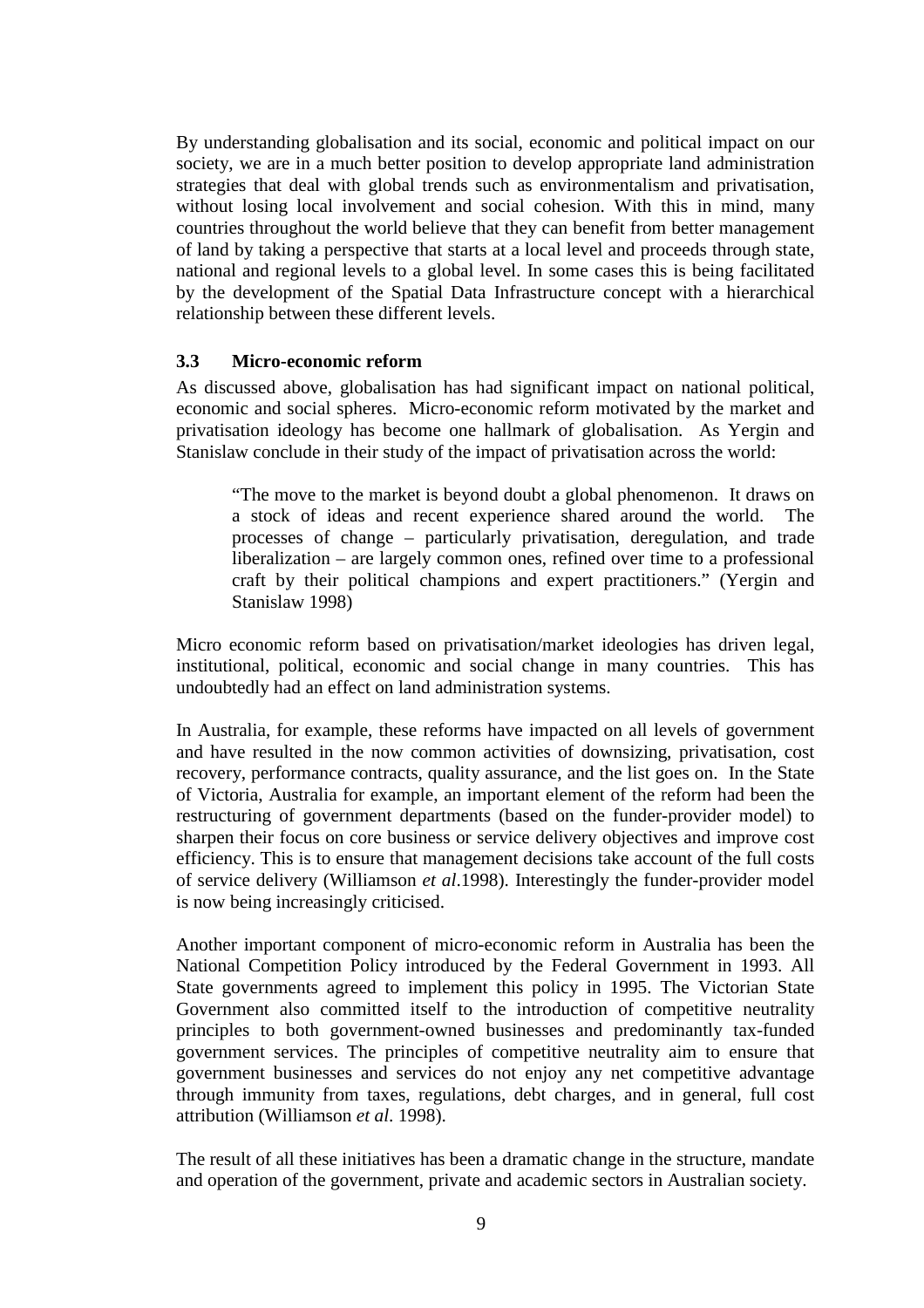By understanding globalisation and its social, economic and political impact on our society, we are in a much better position to develop appropriate land administration strategies that deal with global trends such as environmentalism and privatisation, without losing local involvement and social cohesion. With this in mind, many countries throughout the world believe that they can benefit from better management of land by taking a perspective that starts at a local level and proceeds through state, national and regional levels to a global level. In some cases this is being facilitated by the development of the Spatial Data Infrastructure concept with a hierarchical relationship between these different levels.

### 3.3 Micro-economic reform

As discussed above, globalisation has had significant impact on national political, economic and social spheres. Micro-economic reform motivated by the market and privatisation ideology has become one hallmark of globalisation. As Yergin and Stanislaw conclude in their study of the impact of privatisation across the world:

> "The move to the market is beyond doubt a global phenomenon. It draws on a stock of ideas and recent experience shared around the world. The processes of change – particularly privatisation, deregulation, and trade liberalization – are largely common ones, refined over time to a professional craft by their political champions and expert practitioners." (Yergin and Stanislaw 1998)

Micro economic reform based on privatisation/market ideologies has driven legal, institutional, political, economic and social change in many countries. This has undoubtedly had an effect on land administration systems.

In Australia, for example, these reforms have impacted on all levels of government and have resulted in the now common activities of downsizing, privatisation, cost recovery, performance contracts, quality assurance, and the list goes on. In the State of Victoria, Australia for example, an important element of the reform had been the restructuring of government departments (based on the funder-provider model) to sharpen their focus on core business or service delivery objectives and improve cost efficiency. This is to ensure that management decisions take account of the full costs of service delivery (Williamson *et al*.1998). Interestingly the funder-provider model is now being increasingly criticised.

Another important component of micro-economic reform in Australia has been the National Competition Policy introduced by the Federal Government in 1993. All State governments agreed to implement this policy in 1995. The Victorian State Government also committed itself to the introduction of competitive neutrality principles to both government-owned businesses and predominantly tax-funded government services. The principles of competitive neutrality aim to ensure that government businesses and services do not enjoy any net competitive advantage through immunity from taxes, regulations, debt charges, and in general, full cost attribution (Williamson *et al.* 1998).

The result of all these initiatives has been a dramatic change in the structure, mandate and operation of the government, private and academic sectors in Australian society.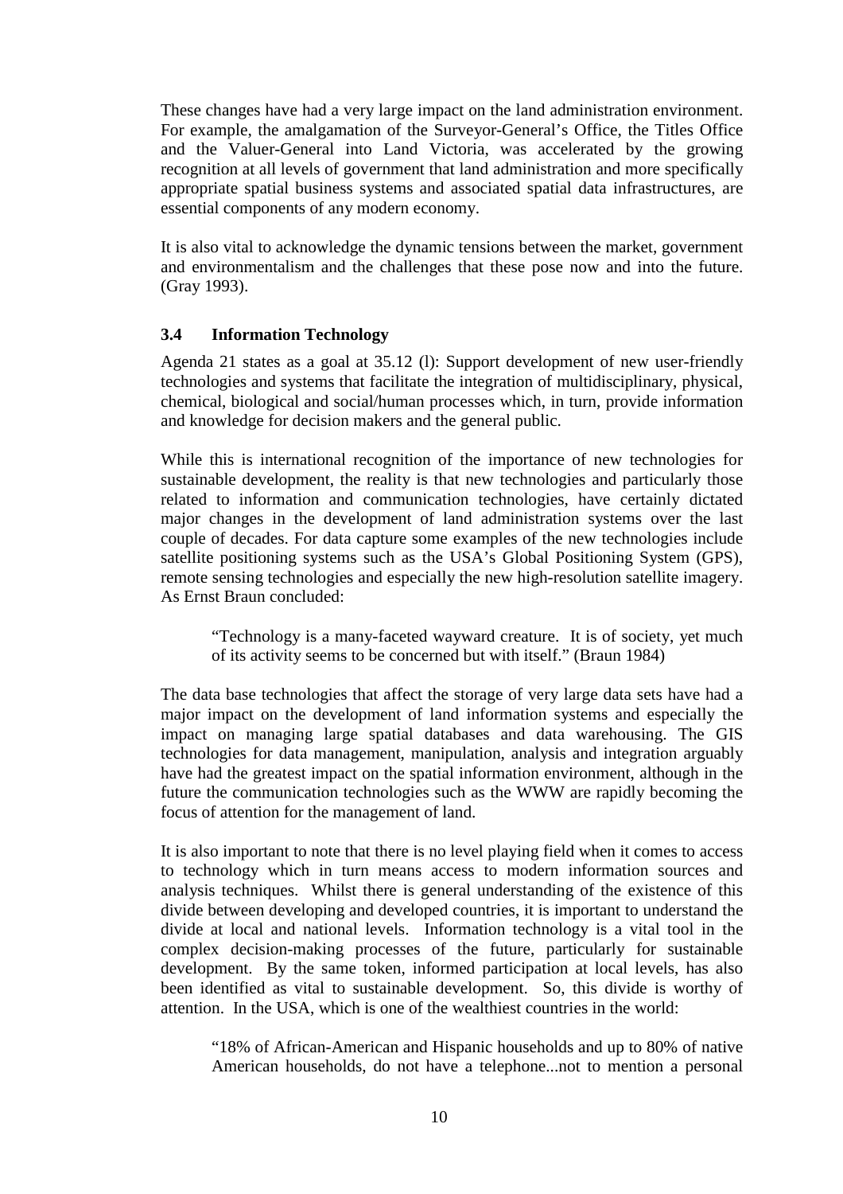These changes have had a very large impact on the land administration environment. For example, the amalgamation of the Surveyor-General's Office, the Titles Office and the Valuer-General into Land Victoria, was accelerated by the growing recognition at all levels of government that land administration and more specifically appropriate spatial business systems and associated spatial data infrastructures, are essential components of any modern economy.

It is also vital to acknowledge the dynamic tensions between the market, government and environmentalism and the challenges that these pose now and into the future. (Gray 1993).

### 3.4 Information Technology

Agenda 21 states as a goal at 35.12 (l): Support development of new user-friendly technologies and systems that facilitate the integration of multidisciplinary, physical, chemical, biological and social/human processes which, in turn, provide information and knowledge for decision makers and the general public.

While this is international recognition of the importance of new technologies for sustainable development, the reality is that new technologies and particularly those related to information and communication technologies, have certainly dictated major changes in the development of land administration systems over the last couple of decades. For data capture some examples of the new technologies include satellite positioning systems such as the USA's Global Positioning System (GPS), remote sensing technologies and especially the new high-resolution satellite imagery. As Ernst Braun concluded:

> "Technology is a many-faceted wayward creature. It is of society, yet much of its activity seems to be concerned but with itself." (Braun 1984)

The data base technologies that affect the storage of very large data sets have had a major impact on the development of land information systems and especially the impact on managing large spatial databases and data warehousing. The GIS technologies for data management, manipulation, analysis and integration arguably have had the greatest impact on the spatial information environment, although in the future the communication technologies such as the WWW are rapidly becoming the focus of attention for the management of land.

It is also important to note that there is no level playing field when it comes to access to technology which in turn means access to modern information sources and analysis techniques. Whilst there is general understanding of the existence of this divide between developing and developed countries, it is important to understand the divide at local and national levels. Information technology is a vital tool in the complex decision-making processes of the future, particularly for sustainable development. By the same token, informed participation at local levels, has also been identified as vital to sustainable development. So, this divide is worthy of attention. In the USA, which is one of the wealthiest countries in the world:

> "18% of African-American and Hispanic households and up to 80% of native American households, do not have a telephone...not to mention a personal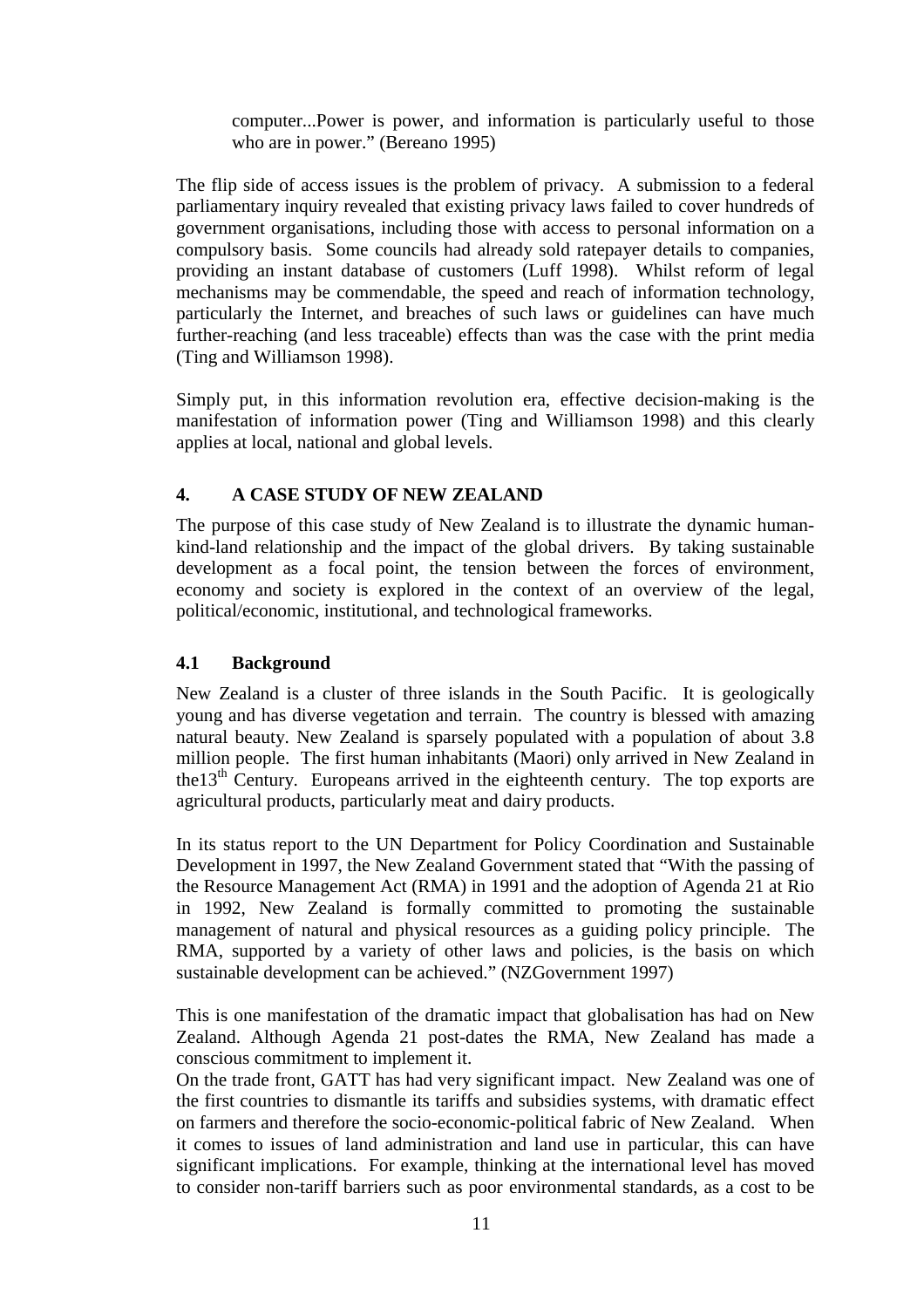> computer...Power is power, and information is particularly useful to those who are in power." (Bereano 1995)

The flip side of access issues is the problem of privacy. A submission to a federal parliamentary inquiry revealed that existing privacy laws failed to cover hundreds of government organisations, including those with access to personal information on a compulsory basis. Some councils had already sold ratepayer details to companies, providing an instant database of customers (Luff 1998). Whilst reform of legal mechanisms may be commendable, the speed and reach of information technology, particularly the Internet, and breaches of such laws or guidelines can have much further-reaching (and less traceable) effects than was the case with the print media (Ting and Williamson 1998).

Simply put, in this information revolution era, effective decision-making is the manifestation of information power (Ting and Williamson 1998) and this clearly applies at local, national and global levels.

## 4. A CASE STUDY OF NEW ZEALAND

The purpose of this case study of New Zealand is to illustrate the dynamic human-kind-land relationship and the impact of the global drivers. By taking sustainable development as a focal point, the tension between the forces of environment, economy and society is explored in the context of an overview of the legal, political/economic, institutional, and technological frameworks.

### 4.1 Background

New Zealand is a cluster of three islands in the South Pacific. It is geologically young and has diverse vegetation and terrain. The country is blessed with amazing natural beauty. New Zealand is sparsely populated with a population of about 3.8 million people. The first human inhabitants (Maori) only arrived in New Zealand in the13th Century. Europeans arrived in the eighteenth century. The top exports are agricultural products, particularly meat and dairy products.

In its status report to the UN Department for Policy Coordination and Sustainable Development in 1997, the New Zealand Government stated that "With the passing of the Resource Management Act (RMA) in 1991 and the adoption of Agenda 21 at Rio in 1992, New Zealand is formally committed to promoting the sustainable management of natural and physical resources as a guiding policy principle. The RMA, supported by a variety of other laws and policies, is the basis on which sustainable development can be achieved." (NZGovernment 1997)

This is one manifestation of the dramatic impact that globalisation has had on New Zealand. Although Agenda 21 post-dates the RMA, New Zealand has made a conscious commitment to implement it.

On the trade front, GATT has had very significant impact. New Zealand was one of the first countries to dismantle its tariffs and subsidies systems, with dramatic effect on farmers and therefore the socio-economic-political fabric of New Zealand. When it comes to issues of land administration and land use in particular, this can have significant implications. For example, thinking at the international level has moved to consider non-tariff barriers such as poor environmental standards, as a cost to be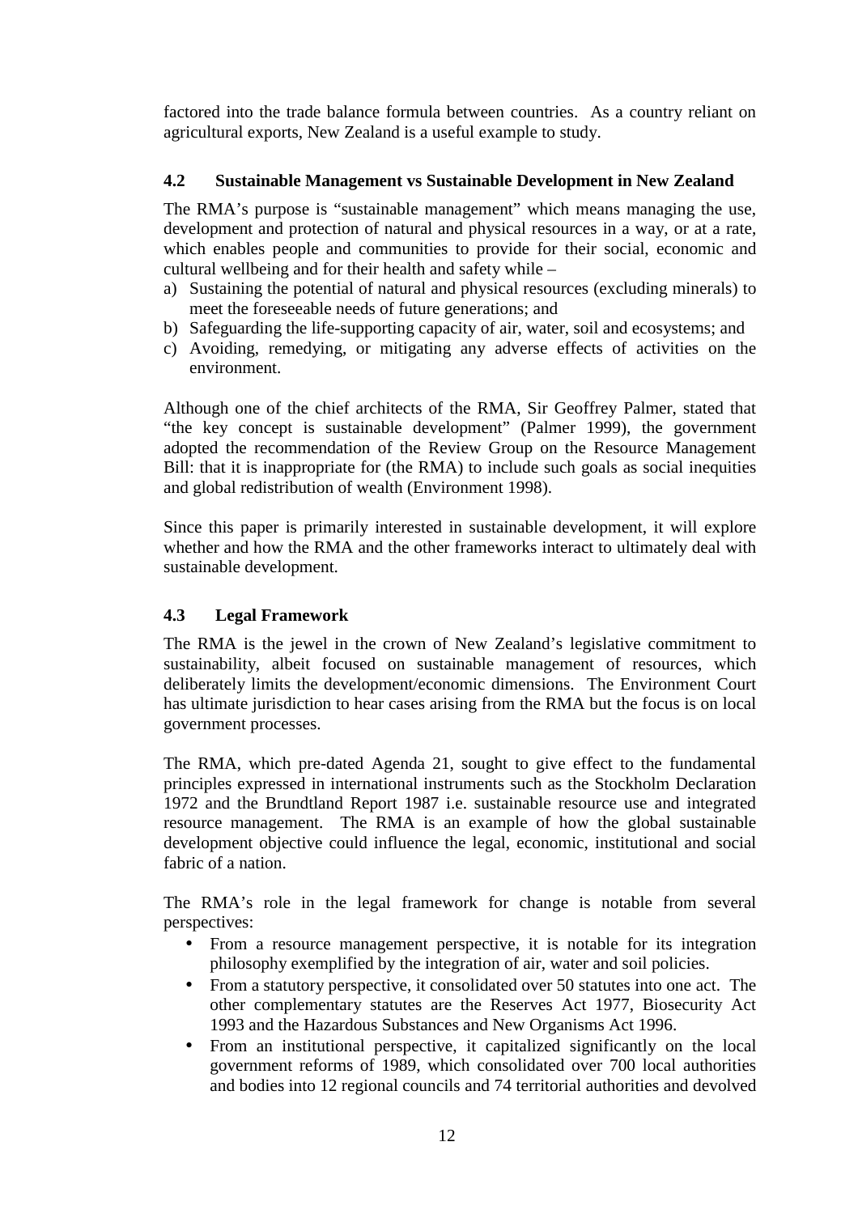factored into the trade balance formula between countries. As a country reliant on agricultural exports, New Zealand is a useful example to study.

### 4.2 Sustainable Management vs Sustainable Development in New Zealand

The RMA's purpose is "sustainable management" which means managing the use, development and protection of natural and physical resources in a way, or at a rate, which enables people and communities to provide for their social, economic and cultural wellbeing and for their health and safety while –

a) Sustaining the potential of natural and physical resources (excluding minerals) to meet the foreseeable needs of future generations; and
b) Safeguarding the life-supporting capacity of air, water, soil and ecosystems; and
c) Avoiding, remedying, or mitigating any adverse effects of activities on the environment.

Although one of the chief architects of the RMA, Sir Geoffrey Palmer, stated that "the key concept is sustainable development" (Palmer 1999), the government adopted the recommendation of the Review Group on the Resource Management Bill: that it is inappropriate for (the RMA) to include such goals as social inequities and global redistribution of wealth (Environment 1998).

Since this paper is primarily interested in sustainable development, it will explore whether and how the RMA and the other frameworks interact to ultimately deal with sustainable development.

### 4.3 Legal Framework

The RMA is the jewel in the crown of New Zealand's legislative commitment to sustainability, albeit focused on sustainable management of resources, which deliberately limits the development/economic dimensions. The Environment Court has ultimate jurisdiction to hear cases arising from the RMA but the focus is on local government processes.

The RMA, which pre-dated Agenda 21, sought to give effect to the fundamental principles expressed in international instruments such as the Stockholm Declaration 1972 and the Brundtland Report 1987 i.e. sustainable resource use and integrated resource management. The RMA is an example of how the global sustainable development objective could influence the legal, economic, institutional and social fabric of a nation.

The RMA's role in the legal framework for change is notable from several perspectives:

- From a resource management perspective, it is notable for its integration philosophy exemplified by the integration of air, water and soil policies.
- From a statutory perspective, it consolidated over 50 statutes into one act. The other complementary statutes are the Reserves Act 1977, Biosecurity Act 1993 and the Hazardous Substances and New Organisms Act 1996.
- From an institutional perspective, it capitalized significantly on the local government reforms of 1989, which consolidated over 700 local authorities and bodies into 12 regional councils and 74 territorial authorities and devolved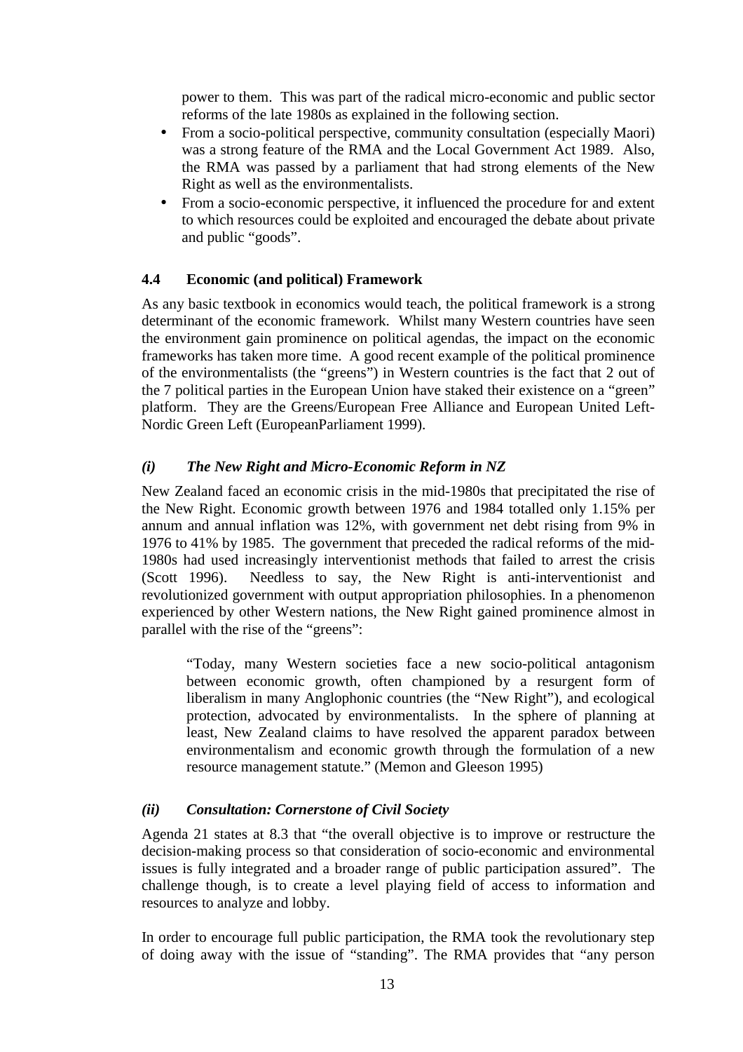power to them. This was part of the radical micro-economic and public sector reforms of the late 1980s as explained in the following section.

- From a socio-political perspective, community consultation (especially Maori) was a strong feature of the RMA and the Local Government Act 1989. Also, the RMA was passed by a parliament that had strong elements of the New Right as well as the environmentalists.
- From a socio-economic perspective, it influenced the procedure for and extent to which resources could be exploited and encouraged the debate about private and public "goods".

### 4.4 Economic (and political) Framework

As any basic textbook in economics would teach, the political framework is a strong determinant of the economic framework. Whilst many Western countries have seen the environment gain prominence on political agendas, the impact on the economic frameworks has taken more time. A good recent example of the political prominence of the environmentalists (the "greens") in Western countries is the fact that 2 out of the 7 political parties in the European Union have staked their existence on a "green" platform. They are the Greens/European Free Alliance and European United Left-Nordic Green Left (EuropeanParliament 1999).

#### *(i) The New Right and Micro-Economic Reform in NZ*

New Zealand faced an economic crisis in the mid-1980s that precipitated the rise of the New Right. Economic growth between 1976 and 1984 totalled only 1.15% per annum and annual inflation was 12%, with government net debt rising from 9% in 1976 to 41% by 1985. The government that preceded the radical reforms of the mid-1980s had used increasingly interventionist methods that failed to arrest the crisis (Scott 1996). Needless to say, the New Right is anti-interventionist and revolutionized government with output appropriation philosophies. In a phenomenon experienced by other Western nations, the New Right gained prominence almost in parallel with the rise of the "greens":

> "Today, many Western societies face a new socio-political antagonism between economic growth, often championed by a resurgent form of liberalism in many Anglophonic countries (the "New Right"), and ecological protection, advocated by environmentalists. In the sphere of planning at least, New Zealand claims to have resolved the apparent paradox between environmentalism and economic growth through the formulation of a new resource management statute." (Memon and Gleeson 1995)

#### *(ii) Consultation: Cornerstone of Civil Society*

Agenda 21 states at 8.3 that "the overall objective is to improve or restructure the decision-making process so that consideration of socio-economic and environmental issues is fully integrated and a broader range of public participation assured". The challenge though, is to create a level playing field of access to information and resources to analyze and lobby.

In order to encourage full public participation, the RMA took the revolutionary step of doing away with the issue of "standing". The RMA provides that "any person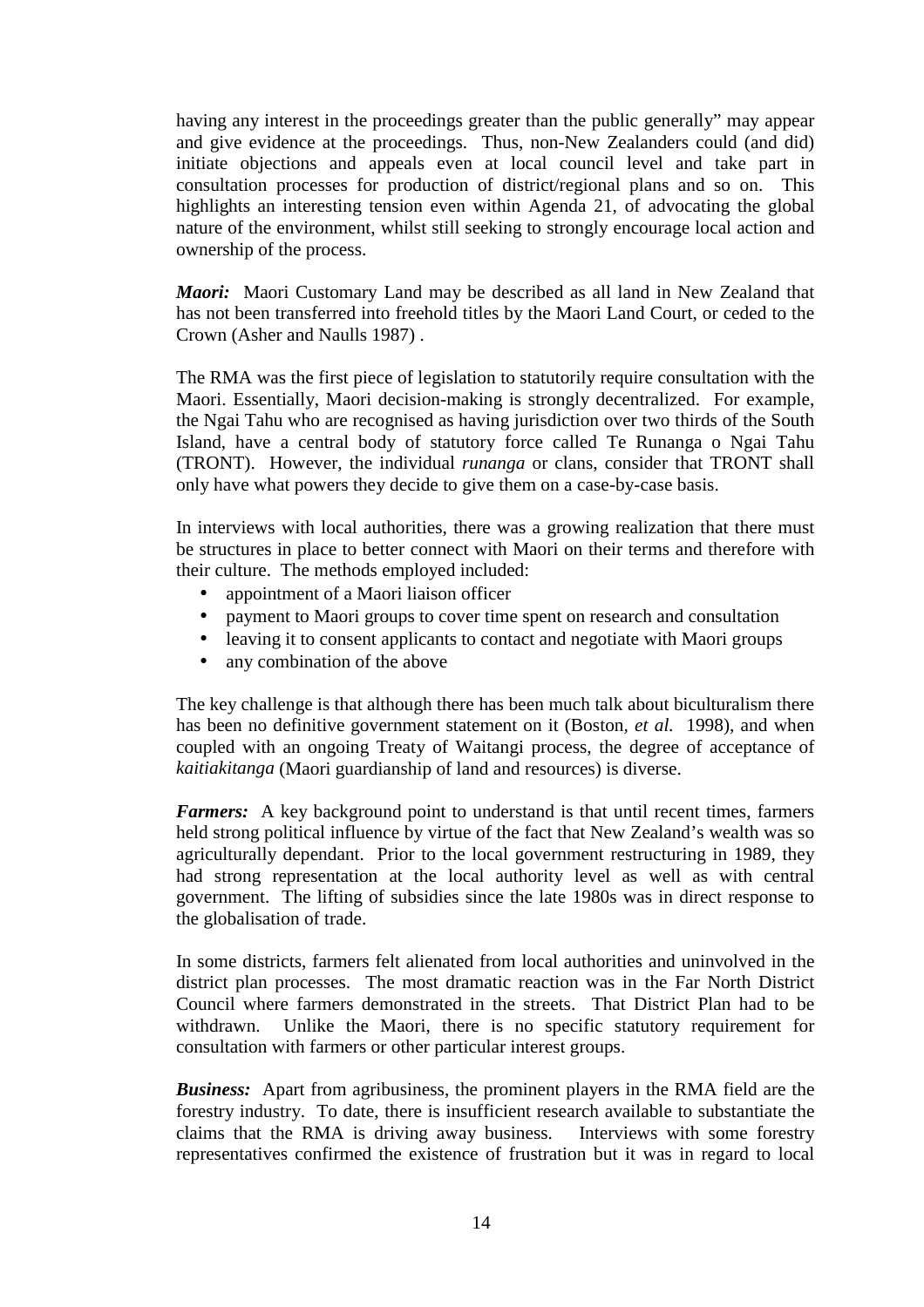having any interest in the proceedings greater than the public generally" may appear and give evidence at the proceedings. Thus, non-New Zealanders could (and did) initiate objections and appeals even at local council level and take part in consultation processes for production of district/regional plans and so on. This highlights an interesting tension even within Agenda 21, of advocating the global nature of the environment, whilst still seeking to strongly encourage local action and ownership of the process.

***Maori:*** Maori Customary Land may be described as all land in New Zealand that has not been transferred into freehold titles by the Maori Land Court, or ceded to the Crown (Asher and Naulls 1987) .

The RMA was the first piece of legislation to statutorily require consultation with the Maori. Essentially, Maori decision-making is strongly decentralized. For example, the Ngai Tahu who are recognised as having jurisdiction over two thirds of the South Island, have a central body of statutory force called Te Runanga o Ngai Tahu (TRONT). However, the individual *runanga* or clans, consider that TRONT shall only have what powers they decide to give them on a case-by-case basis.

In interviews with local authorities, there was a growing realization that there must be structures in place to better connect with Maori on their terms and therefore with their culture. The methods employed included:

- appointment of a Maori liaison officer
- payment to Maori groups to cover time spent on research and consultation
- leaving it to consent applicants to contact and negotiate with Maori groups
- any combination of the above

The key challenge is that although there has been much talk about biculturalism there has been no definitive government statement on it (Boston, *et al.* 1998), and when coupled with an ongoing Treaty of Waitangi process, the degree of acceptance of *kaitiakitanga* (Maori guardianship of land and resources) is diverse.

***Farmers:*** A key background point to understand is that until recent times, farmers held strong political influence by virtue of the fact that New Zealand's wealth was so agriculturally dependant. Prior to the local government restructuring in 1989, they had strong representation at the local authority level as well as with central government. The lifting of subsidies since the late 1980s was in direct response to the globalisation of trade.

In some districts, farmers felt alienated from local authorities and uninvolved in the district plan processes. The most dramatic reaction was in the Far North District Council where farmers demonstrated in the streets. That District Plan had to be withdrawn. Unlike the Maori, there is no specific statutory requirement for consultation with farmers or other particular interest groups.

***Business:*** Apart from agribusiness, the prominent players in the RMA field are the forestry industry. To date, there is insufficient research available to substantiate the claims that the RMA is driving away business. Interviews with some forestry representatives confirmed the existence of frustration but it was in regard to local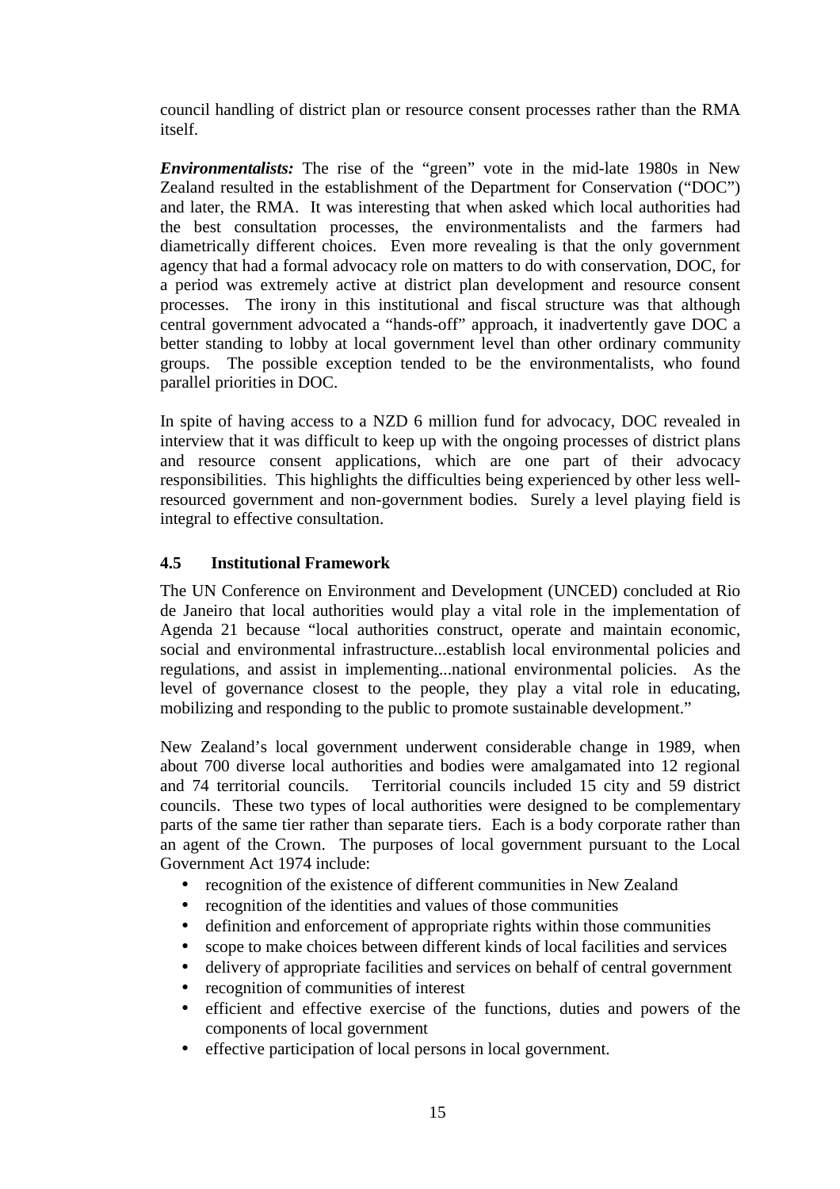council handling of district plan or resource consent processes rather than the RMA itself.

***Environmentalists:*** The rise of the "green" vote in the mid-late 1980s in New Zealand resulted in the establishment of the Department for Conservation ("DOC") and later, the RMA. It was interesting that when asked which local authorities had the best consultation processes, the environmentalists and the farmers had diametrically different choices. Even more revealing is that the only government agency that had a formal advocacy role on matters to do with conservation, DOC, for a period was extremely active at district plan development and resource consent processes. The irony in this institutional and fiscal structure was that although central government advocated a "hands-off" approach, it inadvertently gave DOC a better standing to lobby at local government level than other ordinary community groups. The possible exception tended to be the environmentalists, who found parallel priorities in DOC.

In spite of having access to a NZD 6 million fund for advocacy, DOC revealed in interview that it was difficult to keep up with the ongoing processes of district plans and resource consent applications, which are one part of their advocacy responsibilities. This highlights the difficulties being experienced by other less well-resourced government and non-government bodies. Surely a level playing field is integral to effective consultation.

### 4.5 Institutional Framework

The UN Conference on Environment and Development (UNCED) concluded at Rio de Janeiro that local authorities would play a vital role in the implementation of Agenda 21 because "local authorities construct, operate and maintain economic, social and environmental infrastructure...establish local environmental policies and regulations, and assist in implementing...national environmental policies. As the level of governance closest to the people, they play a vital role in educating, mobilizing and responding to the public to promote sustainable development."

New Zealand's local government underwent considerable change in 1989, when about 700 diverse local authorities and bodies were amalgamated into 12 regional and 74 territorial councils. Territorial councils included 15 city and 59 district councils. These two types of local authorities were designed to be complementary parts of the same tier rather than separate tiers. Each is a body corporate rather than an agent of the Crown. The purposes of local government pursuant to the Local Government Act 1974 include:

- recognition of the existence of different communities in New Zealand
- recognition of the identities and values of those communities
- definition and enforcement of appropriate rights within those communities
- scope to make choices between different kinds of local facilities and services
- delivery of appropriate facilities and services on behalf of central government
- recognition of communities of interest
- efficient and effective exercise of the functions, duties and powers of the components of local government
- effective participation of local persons in local government.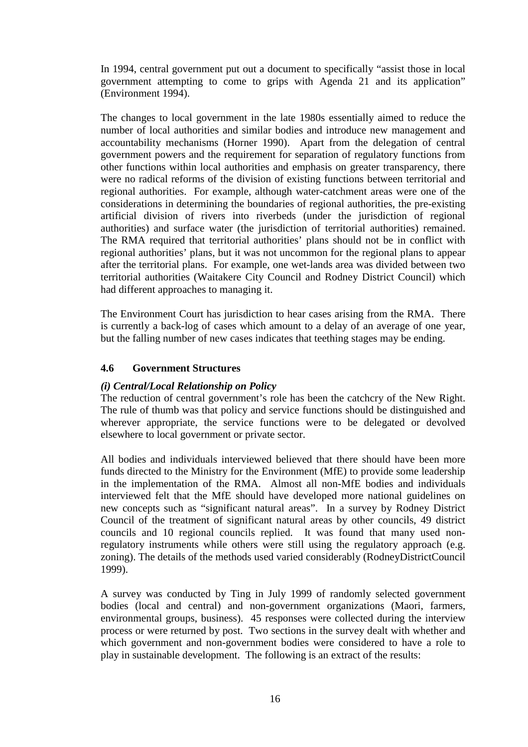In 1994, central government put out a document to specifically "assist those in local government attempting to come to grips with Agenda 21 and its application" (Environment 1994).

The changes to local government in the late 1980s essentially aimed to reduce the number of local authorities and similar bodies and introduce new management and accountability mechanisms (Horner 1990). Apart from the delegation of central government powers and the requirement for separation of regulatory functions from other functions within local authorities and emphasis on greater transparency, there were no radical reforms of the division of existing functions between territorial and regional authorities. For example, although water-catchment areas were one of the considerations in determining the boundaries of regional authorities, the pre-existing artificial division of rivers into riverbeds (under the jurisdiction of regional authorities) and surface water (the jurisdiction of territorial authorities) remained. The RMA required that territorial authorities' plans should not be in conflict with regional authorities' plans, but it was not uncommon for the regional plans to appear after the territorial plans. For example, one wet-lands area was divided between two territorial authorities (Waitakere City Council and Rodney District Council) which had different approaches to managing it.

The Environment Court has jurisdiction to hear cases arising from the RMA. There is currently a back-log of cases which amount to a delay of an average of one year, but the falling number of new cases indicates that teething stages may be ending.

### 4.6 Government Structures

#### *(i) Central/Local Relationship on Policy*

The reduction of central government's role has been the catchcry of the New Right. The rule of thumb was that policy and service functions should be distinguished and wherever appropriate, the service functions were to be delegated or devolved elsewhere to local government or private sector.

All bodies and individuals interviewed believed that there should have been more funds directed to the Ministry for the Environment (MfE) to provide some leadership in the implementation of the RMA. Almost all non-MfE bodies and individuals interviewed felt that the MfE should have developed more national guidelines on new concepts such as "significant natural areas". In a survey by Rodney District Council of the treatment of significant natural areas by other councils, 49 district councils and 10 regional councils replied. It was found that many used non-regulatory instruments while others were still using the regulatory approach (e.g. zoning). The details of the methods used varied considerably (RodneyDistrictCouncil 1999).

A survey was conducted by Ting in July 1999 of randomly selected government bodies (local and central) and non-government organizations (Maori, farmers, environmental groups, business). 45 responses were collected during the interview process or were returned by post. Two sections in the survey dealt with whether and which government and non-government bodies were considered to have a role to play in sustainable development. The following is an extract of the results: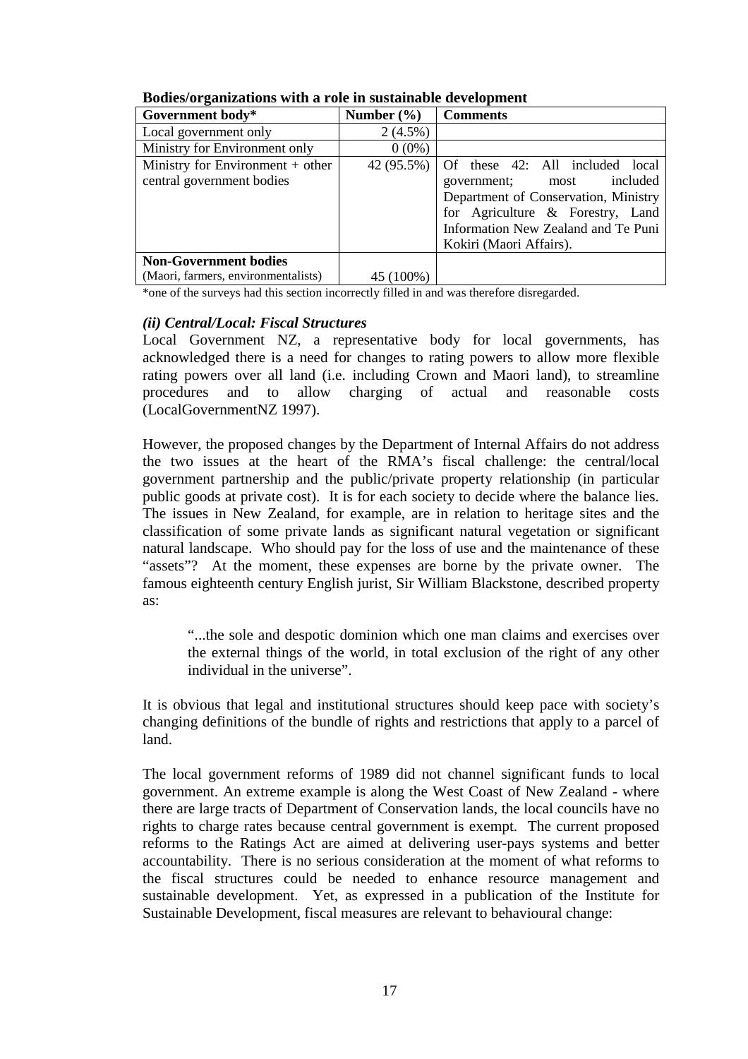**Bodies/organizations with a role in sustainable development**

| Government body* | Number (%) | Comments |
| --- | --- | --- |
| Local government only | 2 (4.5%) | |
| Ministry for Environment only | 0 (0%) | |
| Ministry for Environment + other central government bodies | 42 (95.5%) | Of these 42: All included local government; most included Department of Conservation, Ministry for Agriculture & Forestry, Land Information New Zealand and Te Puni Kokiri (Maori Affairs). |
| **Non-Government bodies** (Maori, farmers, environmentalists) | 45 (100%) | |

*one of the surveys had this section incorrectly filled in and was therefore disregarded.

### *(ii) Central/Local: Fiscal Structures*

Local Government NZ, a representative body for local governments, has acknowledged there is a need for changes to rating powers to allow more flexible rating powers over all land (i.e. including Crown and Maori land), to streamline procedures and to allow charging of actual and reasonable costs (LocalGovernmentNZ 1997).

However, the proposed changes by the Department of Internal Affairs do not address the two issues at the heart of the RMA's fiscal challenge: the central/local government partnership and the public/private property relationship (in particular public goods at private cost). It is for each society to decide where the balance lies. The issues in New Zealand, for example, are in relation to heritage sites and the classification of some private lands as significant natural vegetation or significant natural landscape. Who should pay for the loss of use and the maintenance of these "assets"? At the moment, these expenses are borne by the private owner. The famous eighteenth century English jurist, Sir William Blackstone, described property as:

> "...the sole and despotic dominion which one man claims and exercises over the external things of the world, in total exclusion of the right of any other individual in the universe".

It is obvious that legal and institutional structures should keep pace with society's changing definitions of the bundle of rights and restrictions that apply to a parcel of land.

The local government reforms of 1989 did not channel significant funds to local government. An extreme example is along the West Coast of New Zealand - where there are large tracts of Department of Conservation lands, the local councils have no rights to charge rates because central government is exempt. The current proposed reforms to the Ratings Act are aimed at delivering user-pays systems and better accountability. There is no serious consideration at the moment of what reforms to the fiscal structures could be needed to enhance resource management and sustainable development. Yet, as expressed in a publication of the Institute for Sustainable Development, fiscal measures are relevant to behavioural change: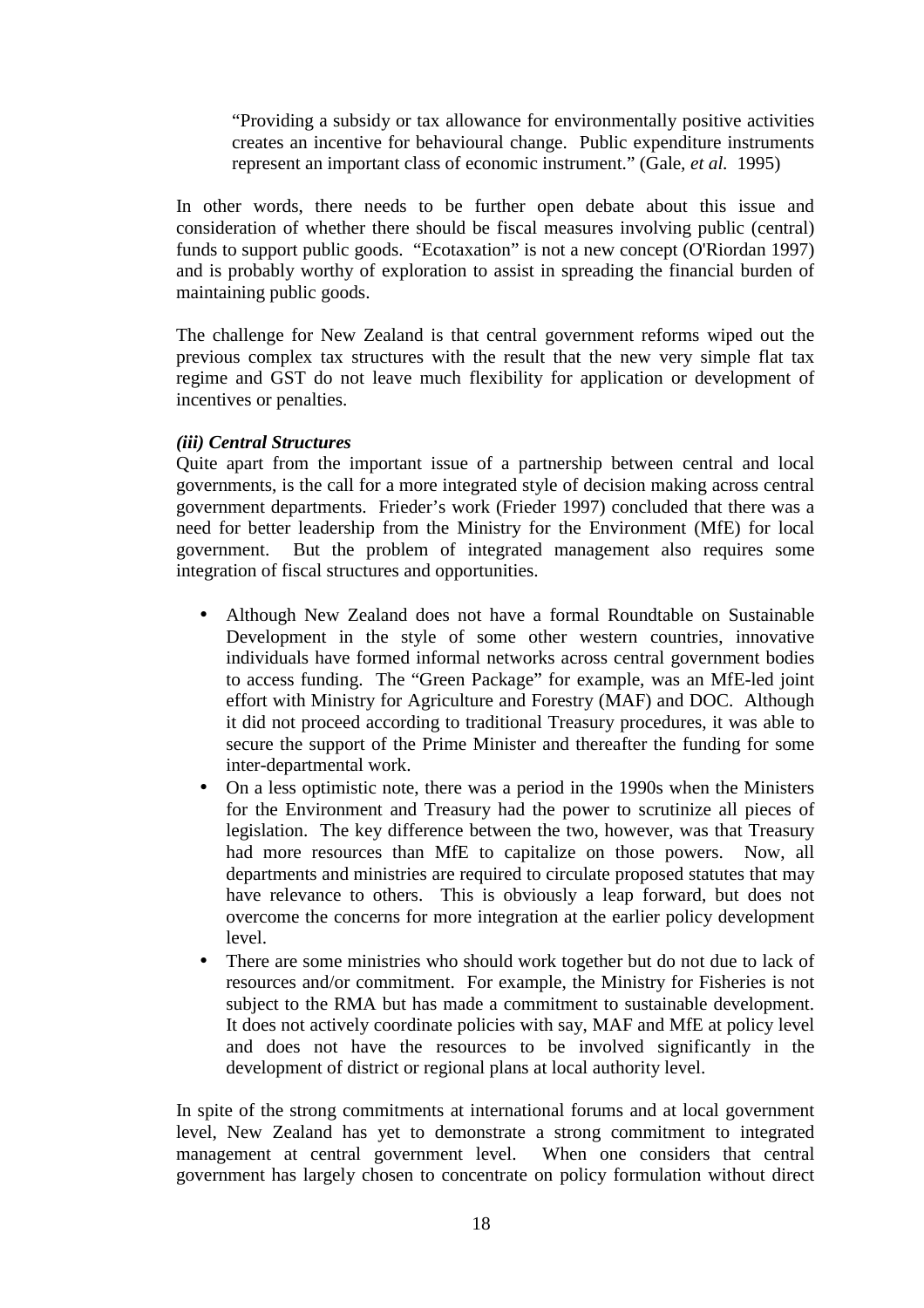> "Providing a subsidy or tax allowance for environmentally positive activities creates an incentive for behavioural change. Public expenditure instruments represent an important class of economic instrument." (Gale, *et al.* 1995)

In other words, there needs to be further open debate about this issue and consideration of whether there should be fiscal measures involving public (central) funds to support public goods. "Ecotaxation" is not a new concept (O'Riordan 1997) and is probably worthy of exploration to assist in spreading the financial burden of maintaining public goods.

The challenge for New Zealand is that central government reforms wiped out the previous complex tax structures with the result that the new very simple flat tax regime and GST do not leave much flexibility for application or development of incentives or penalties.

***(iii) Central Structures***

Quite apart from the important issue of a partnership between central and local governments, is the call for a more integrated style of decision making across central government departments. Frieder's work (Frieder 1997) concluded that there was a need for better leadership from the Ministry for the Environment (MfE) for local government. But the problem of integrated management also requires some integration of fiscal structures and opportunities.

- Although New Zealand does not have a formal Roundtable on Sustainable Development in the style of some other western countries, innovative individuals have formed informal networks across central government bodies to access funding. The "Green Package" for example, was an MfE-led joint effort with Ministry for Agriculture and Forestry (MAF) and DOC. Although it did not proceed according to traditional Treasury procedures, it was able to secure the support of the Prime Minister and thereafter the funding for some inter-departmental work.
- On a less optimistic note, there was a period in the 1990s when the Ministers for the Environment and Treasury had the power to scrutinize all pieces of legislation. The key difference between the two, however, was that Treasury had more resources than MfE to capitalize on those powers. Now, all departments and ministries are required to circulate proposed statutes that may have relevance to others. This is obviously a leap forward, but does not overcome the concerns for more integration at the earlier policy development level.
- There are some ministries who should work together but do not due to lack of resources and/or commitment. For example, the Ministry for Fisheries is not subject to the RMA but has made a commitment to sustainable development. It does not actively coordinate policies with say, MAF and MfE at policy level and does not have the resources to be involved significantly in the development of district or regional plans at local authority level.

In spite of the strong commitments at international forums and at local government level, New Zealand has yet to demonstrate a strong commitment to integrated management at central government level. When one considers that central government has largely chosen to concentrate on policy formulation without direct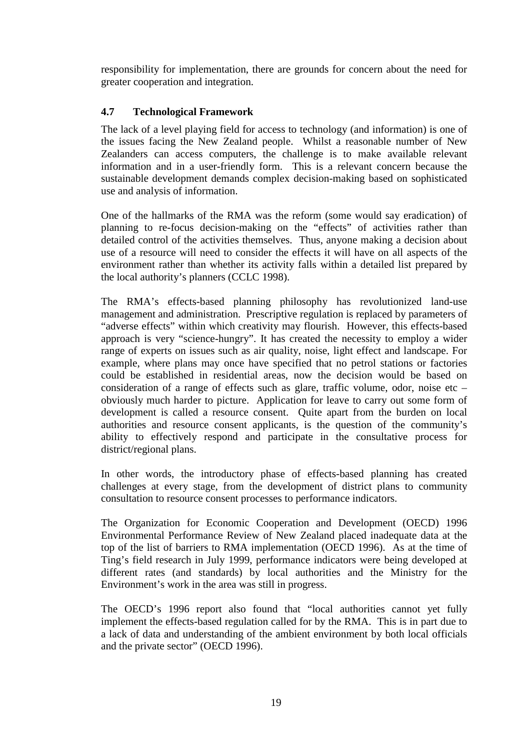responsibility for implementation, there are grounds for concern about the need for greater cooperation and integration.

### 4.7 Technological Framework

The lack of a level playing field for access to technology (and information) is one of the issues facing the New Zealand people. Whilst a reasonable number of New Zealanders can access computers, the challenge is to make available relevant information and in a user-friendly form. This is a relevant concern because the sustainable development demands complex decision-making based on sophisticated use and analysis of information.

One of the hallmarks of the RMA was the reform (some would say eradication) of planning to re-focus decision-making on the "effects" of activities rather than detailed control of the activities themselves. Thus, anyone making a decision about use of a resource will need to consider the effects it will have on all aspects of the environment rather than whether its activity falls within a detailed list prepared by the local authority's planners (CCLC 1998).

The RMA's effects-based planning philosophy has revolutionized land-use management and administration. Prescriptive regulation is replaced by parameters of "adverse effects" within which creativity may flourish. However, this effects-based approach is very "science-hungry". It has created the necessity to employ a wider range of experts on issues such as air quality, noise, light effect and landscape. For example, where plans may once have specified that no petrol stations or factories could be established in residential areas, now the decision would be based on consideration of a range of effects such as glare, traffic volume, odor, noise etc – obviously much harder to picture. Application for leave to carry out some form of development is called a resource consent. Quite apart from the burden on local authorities and resource consent applicants, is the question of the community's ability to effectively respond and participate in the consultative process for district/regional plans.

In other words, the introductory phase of effects-based planning has created challenges at every stage, from the development of district plans to community consultation to resource consent processes to performance indicators.

The Organization for Economic Cooperation and Development (OECD) 1996 Environmental Performance Review of New Zealand placed inadequate data at the top of the list of barriers to RMA implementation (OECD 1996). As at the time of Ting's field research in July 1999, performance indicators were being developed at different rates (and standards) by local authorities and the Ministry for the Environment's work in the area was still in progress.

The OECD's 1996 report also found that "local authorities cannot yet fully implement the effects-based regulation called for by the RMA. This is in part due to a lack of data and understanding of the ambient environment by both local officials and the private sector" (OECD 1996).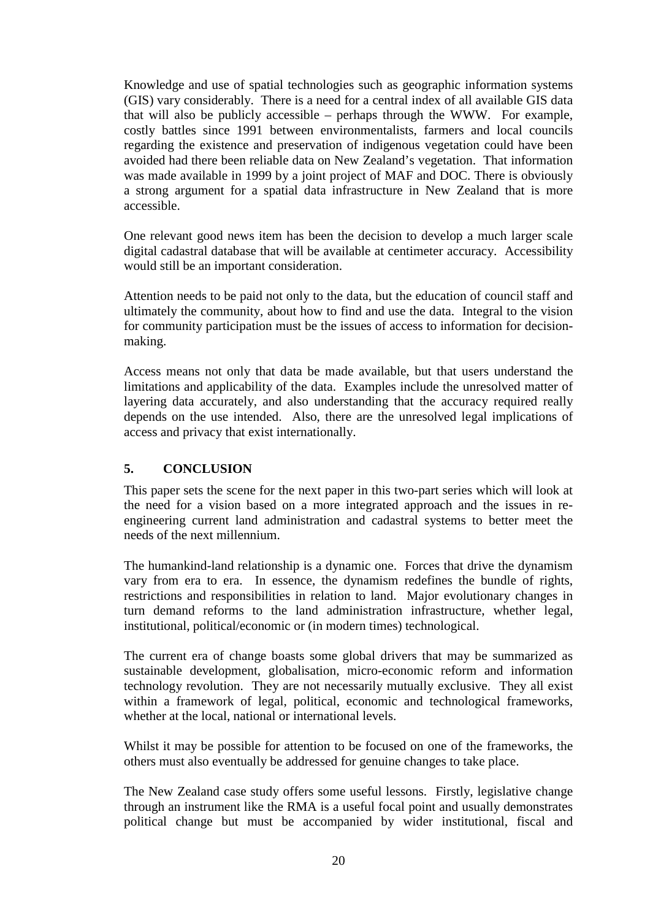Knowledge and use of spatial technologies such as geographic information systems (GIS) vary considerably. There is a need for a central index of all available GIS data that will also be publicly accessible – perhaps through the WWW. For example, costly battles since 1991 between environmentalists, farmers and local councils regarding the existence and preservation of indigenous vegetation could have been avoided had there been reliable data on New Zealand's vegetation. That information was made available in 1999 by a joint project of MAF and DOC. There is obviously a strong argument for a spatial data infrastructure in New Zealand that is more accessible.

One relevant good news item has been the decision to develop a much larger scale digital cadastral database that will be available at centimeter accuracy. Accessibility would still be an important consideration.

Attention needs to be paid not only to the data, but the education of council staff and ultimately the community, about how to find and use the data. Integral to the vision for community participation must be the issues of access to information for decision-making.

Access means not only that data be made available, but that users understand the limitations and applicability of the data. Examples include the unresolved matter of layering data accurately, and also understanding that the accuracy required really depends on the use intended. Also, there are the unresolved legal implications of access and privacy that exist internationally.

## 5. CONCLUSION

This paper sets the scene for the next paper in this two-part series which will look at the need for a vision based on a more integrated approach and the issues in re-engineering current land administration and cadastral systems to better meet the needs of the next millennium.

The humankind-land relationship is a dynamic one. Forces that drive the dynamism vary from era to era. In essence, the dynamism redefines the bundle of rights, restrictions and responsibilities in relation to land. Major evolutionary changes in turn demand reforms to the land administration infrastructure, whether legal, institutional, political/economic or (in modern times) technological.

The current era of change boasts some global drivers that may be summarized as sustainable development, globalisation, micro-economic reform and information technology revolution. They are not necessarily mutually exclusive. They all exist within a framework of legal, political, economic and technological frameworks, whether at the local, national or international levels.

Whilst it may be possible for attention to be focused on one of the frameworks, the others must also eventually be addressed for genuine changes to take place.

The New Zealand case study offers some useful lessons. Firstly, legislative change through an instrument like the RMA is a useful focal point and usually demonstrates political change but must be accompanied by wider institutional, fiscal and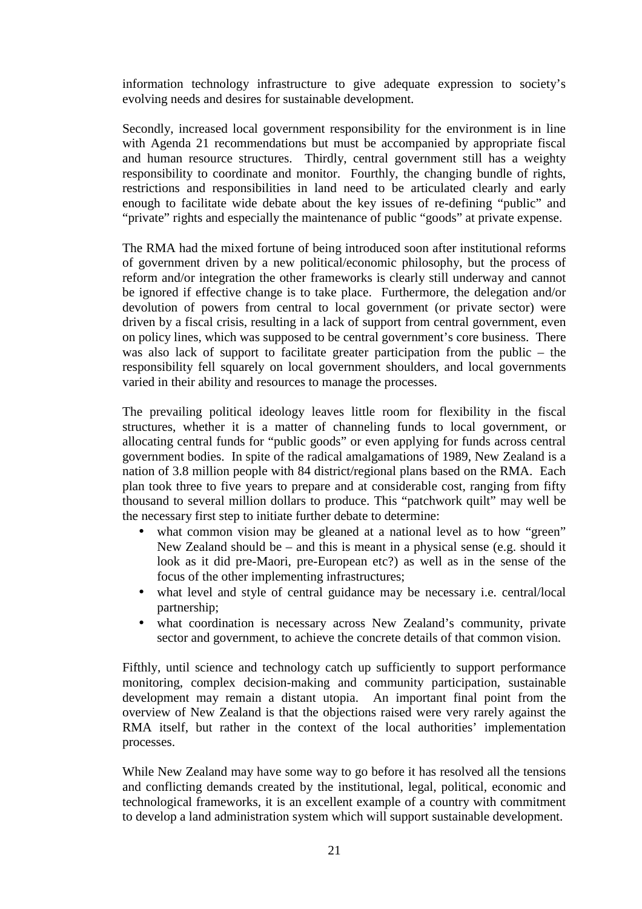information technology infrastructure to give adequate expression to society's evolving needs and desires for sustainable development.

Secondly, increased local government responsibility for the environment is in line with Agenda 21 recommendations but must be accompanied by appropriate fiscal and human resource structures. Thirdly, central government still has a weighty responsibility to coordinate and monitor. Fourthly, the changing bundle of rights, restrictions and responsibilities in land need to be articulated clearly and early enough to facilitate wide debate about the key issues of re-defining "public" and "private" rights and especially the maintenance of public "goods" at private expense.

The RMA had the mixed fortune of being introduced soon after institutional reforms of government driven by a new political/economic philosophy, but the process of reform and/or integration the other frameworks is clearly still underway and cannot be ignored if effective change is to take place. Furthermore, the delegation and/or devolution of powers from central to local government (or private sector) were driven by a fiscal crisis, resulting in a lack of support from central government, even on policy lines, which was supposed to be central government's core business. There was also lack of support to facilitate greater participation from the public – the responsibility fell squarely on local government shoulders, and local governments varied in their ability and resources to manage the processes.

The prevailing political ideology leaves little room for flexibility in the fiscal structures, whether it is a matter of channeling funds to local government, or allocating central funds for "public goods" or even applying for funds across central government bodies. In spite of the radical amalgamations of 1989, New Zealand is a nation of 3.8 million people with 84 district/regional plans based on the RMA. Each plan took three to five years to prepare and at considerable cost, ranging from fifty thousand to several million dollars to produce. This "patchwork quilt" may well be the necessary first step to initiate further debate to determine:

- what common vision may be gleaned at a national level as to how "green" New Zealand should be – and this is meant in a physical sense (e.g. should it look as it did pre-Maori, pre-European etc?) as well as in the sense of the focus of the other implementing infrastructures;
- what level and style of central guidance may be necessary i.e. central/local partnership;
- what coordination is necessary across New Zealand's community, private sector and government, to achieve the concrete details of that common vision.

Fifthly, until science and technology catch up sufficiently to support performance monitoring, complex decision-making and community participation, sustainable development may remain a distant utopia. An important final point from the overview of New Zealand is that the objections raised were very rarely against the RMA itself, but rather in the context of the local authorities' implementation processes.

While New Zealand may have some way to go before it has resolved all the tensions and conflicting demands created by the institutional, legal, political, economic and technological frameworks, it is an excellent example of a country with commitment to develop a land administration system which will support sustainable development.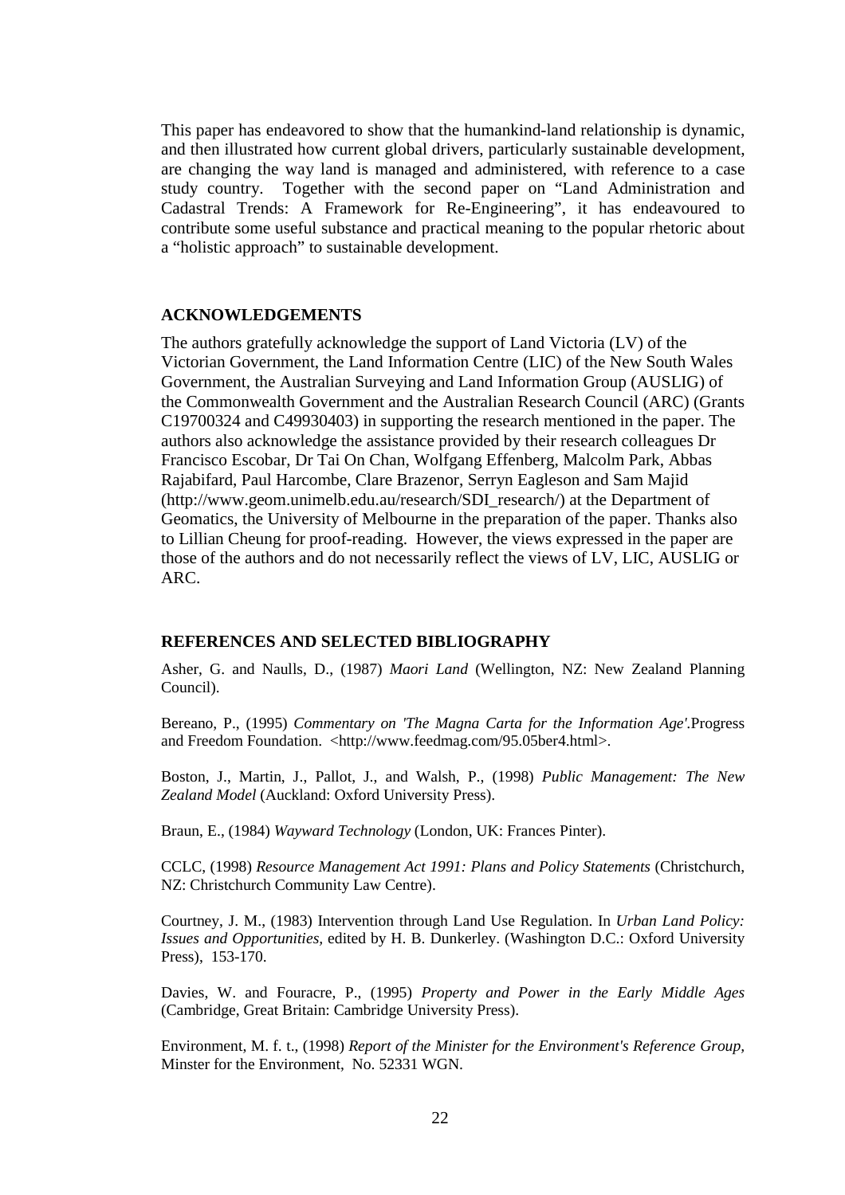This paper has endeavored to show that the humankind-land relationship is dynamic, and then illustrated how current global drivers, particularly sustainable development, are changing the way land is managed and administered, with reference to a case study country. Together with the second paper on "Land Administration and Cadastral Trends: A Framework for Re-Engineering", it has endeavoured to contribute some useful substance and practical meaning to the popular rhetoric about a "holistic approach" to sustainable development.

## ACKNOWLEDGEMENTS

The authors gratefully acknowledge the support of Land Victoria (LV) of the Victorian Government, the Land Information Centre (LIC) of the New South Wales Government, the Australian Surveying and Land Information Group (AUSLIG) of the Commonwealth Government and the Australian Research Council (ARC) (Grants C19700324 and C49930403) in supporting the research mentioned in the paper. The authors also acknowledge the assistance provided by their research colleagues Dr Francisco Escobar, Dr Tai On Chan, Wolfgang Effenberg, Malcolm Park, Abbas Rajabifard, Paul Harcombe, Clare Brazenor, Serryn Eagleson and Sam Majid (http://www.geom.unimelb.edu.au/research/SDI_research/) at the Department of Geomatics, the University of Melbourne in the preparation of the paper. Thanks also to Lillian Cheung for proof-reading. However, the views expressed in the paper are those of the authors and do not necessarily reflect the views of LV, LIC, AUSLIG or ARC.

## REFERENCES AND SELECTED BIBLIOGRAPHY

Asher, G. and Naulls, D., (1987) *Maori Land* (Wellington, NZ: New Zealand Planning Council).

Bereano, P., (1995) *Commentary on 'The Magna Carta for the Information Age'*.Progress and Freedom Foundation. <http://www.feedmag.com/95.05ber4.html>.

Boston, J., Martin, J., Pallot, J., and Walsh, P., (1998) *Public Management: The New Zealand Model* (Auckland: Oxford University Press).

Braun, E., (1984) *Wayward Technology* (London, UK: Frances Pinter).

CCLC, (1998) *Resource Management Act 1991: Plans and Policy Statements* (Christchurch, NZ: Christchurch Community Law Centre).

Courtney, J. M., (1983) Intervention through Land Use Regulation. In *Urban Land Policy: Issues and Opportunities,* edited by H. B. Dunkerley. (Washington D.C.: Oxford University Press), 153-170.

Davies, W. and Fouracre, P., (1995) *Property and Power in the Early Middle Ages* (Cambridge, Great Britain: Cambridge University Press).

Environment, M. f. t., (1998) *Report of the Minister for the Environment's Reference Group,* Minster for the Environment, No. 52331 WGN.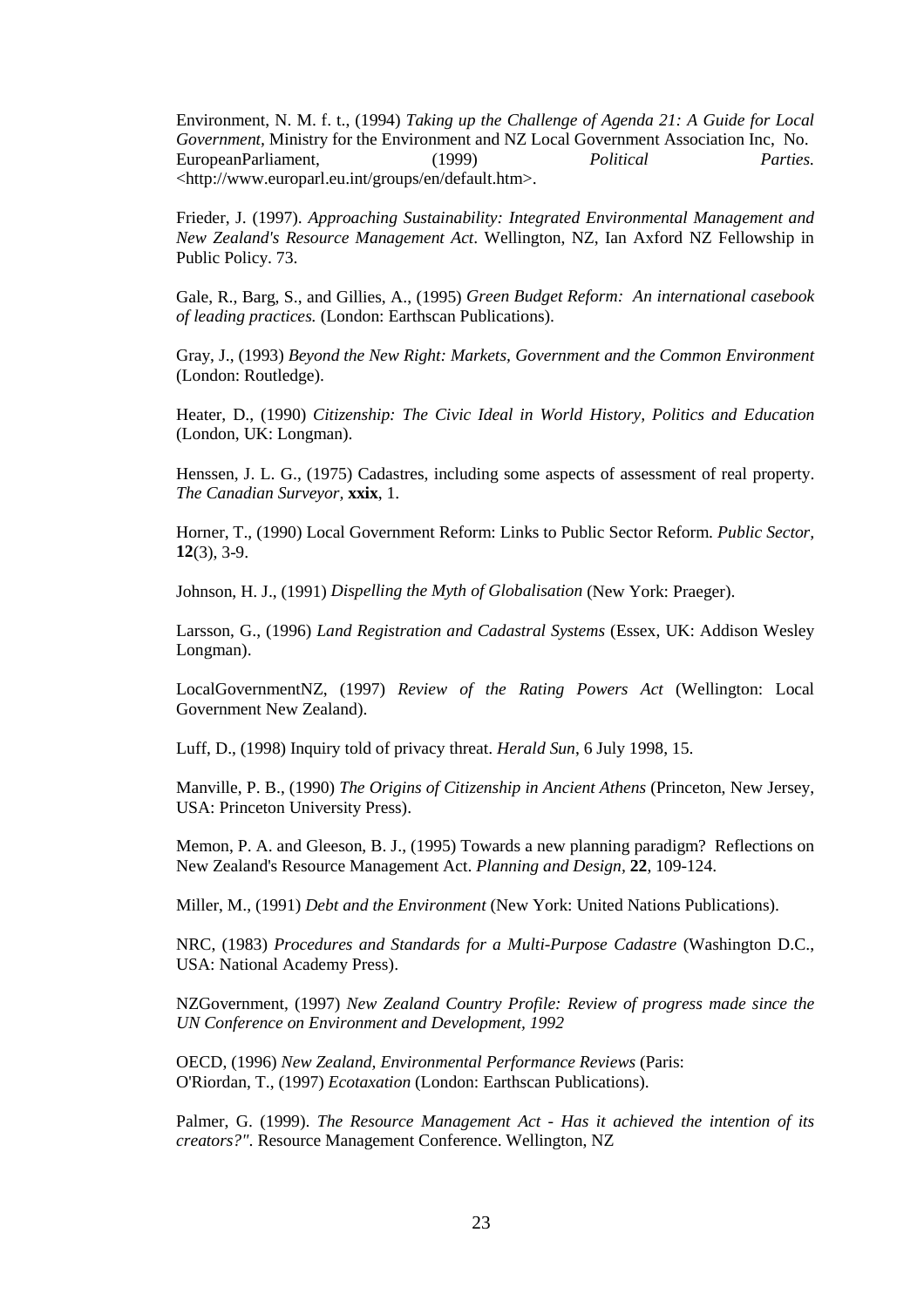Environment, N. M. f. t., (1994) *Taking up the Challenge of Agenda 21: A Guide for Local Government*, Ministry for the Environment and NZ Local Government Association Inc, No. EuropeanParliament, (1999) *Political Parties.* <http://www.europarl.eu.int/groups/en/default.htm>.

Frieder, J. (1997). *Approaching Sustainability: Integrated Environmental Management and New Zealand's Resource Management Act*. Wellington, NZ, Ian Axford NZ Fellowship in Public Policy. 73.

Gale, R., Barg, S., and Gillies, A., (1995) *Green Budget Reform: An international casebook of leading practices.* (London: Earthscan Publications).

Gray, J., (1993) *Beyond the New Right: Markets, Government and the Common Environment* (London: Routledge).

Heater, D., (1990) *Citizenship: The Civic Ideal in World History, Politics and Education* (London, UK: Longman).

Henssen, J. L. G., (1975) Cadastres, including some aspects of assessment of real property. *The Canadian Surveyor*, **xxix**, 1.

Horner, T., (1990) Local Government Reform: Links to Public Sector Reform. *Public Sector*, **12**(3), 3-9.

Johnson, H. J., (1991) *Dispelling the Myth of Globalisation* (New York: Praeger).

Larsson, G., (1996) *Land Registration and Cadastral Systems* (Essex, UK: Addison Wesley Longman).

LocalGovernmentNZ, (1997) *Review of the Rating Powers Act* (Wellington: Local Government New Zealand).

Luff, D., (1998) Inquiry told of privacy threat. *Herald Sun*, 6 July 1998, 15.

Manville, P. B., (1990) *The Origins of Citizenship in Ancient Athens* (Princeton, New Jersey, USA: Princeton University Press).

Memon, P. A. and Gleeson, B. J., (1995) Towards a new planning paradigm? Reflections on New Zealand's Resource Management Act. *Planning and Design*, **22**, 109-124.

Miller, M., (1991) *Debt and the Environment* (New York: United Nations Publications).

NRC, (1983) *Procedures and Standards for a Multi-Purpose Cadastre* (Washington D.C., USA: National Academy Press).

NZGovernment, (1997) *New Zealand Country Profile: Review of progress made since the UN Conference on Environment and Development, 1992*

OECD, (1996) *New Zealand, Environmental Performance Reviews* (Paris:
O'Riordan, T., (1997) *Ecotaxation* (London: Earthscan Publications).

Palmer, G. (1999). *The Resource Management Act - Has it achieved the intention of its creators?"*. Resource Management Conference. Wellington, NZ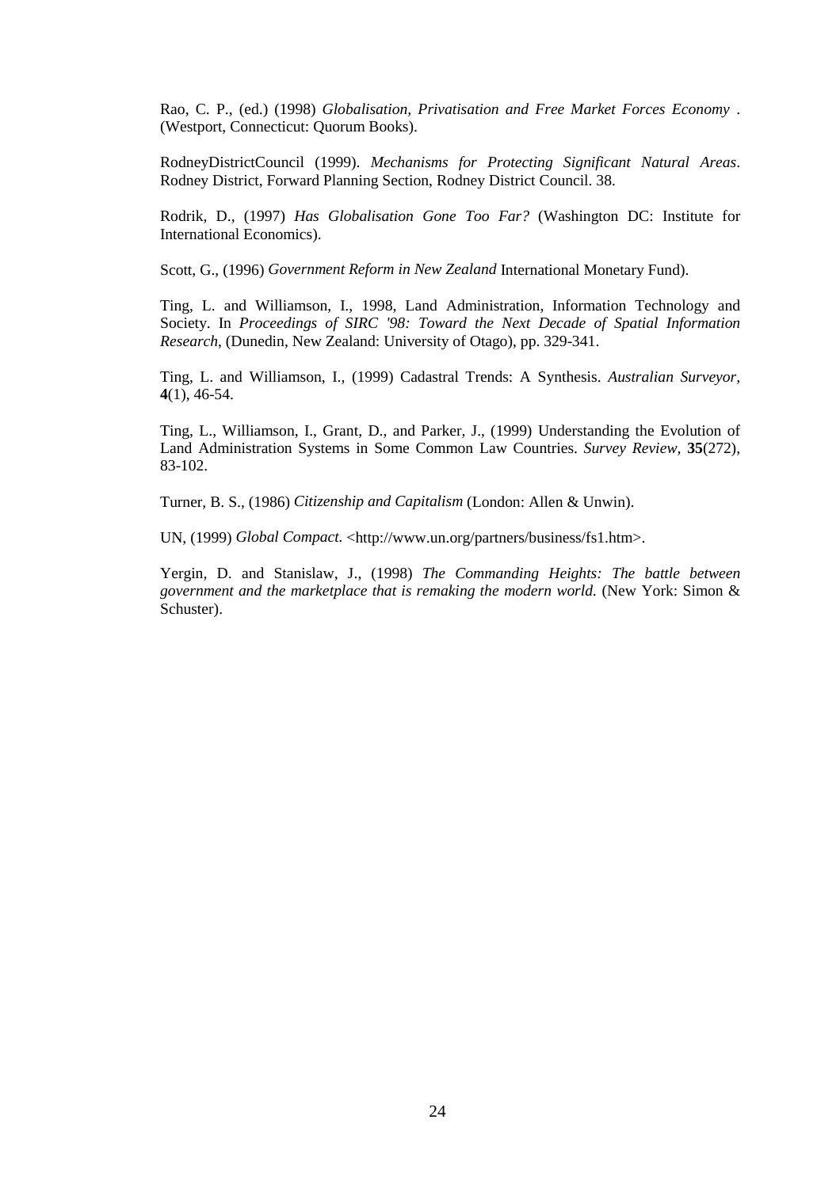Rao, C. P., (ed.) (1998) *Globalisation, Privatisation and Free Market Forces Economy* . (Westport, Connecticut: Quorum Books).

RodneyDistrictCouncil (1999). *Mechanisms for Protecting Significant Natural Areas*. Rodney District, Forward Planning Section, Rodney District Council. 38.

Rodrik, D., (1997) *Has Globalisation Gone Too Far?* (Washington DC: Institute for International Economics).

Scott, G., (1996) *Government Reform in New Zealand* International Monetary Fund).

Ting, L. and Williamson, I., 1998, Land Administration, Information Technology and Society. In *Proceedings of SIRC '98: Toward the Next Decade of Spatial Information Research*, (Dunedin, New Zealand: University of Otago), pp. 329-341.

Ting, L. and Williamson, I., (1999) Cadastral Trends: A Synthesis. *Australian Surveyor*, **4**(1), 46-54.

Ting, L., Williamson, I., Grant, D., and Parker, J., (1999) Understanding the Evolution of Land Administration Systems in Some Common Law Countries. *Survey Review*, **35**(272), 83-102.

Turner, B. S., (1986) *Citizenship and Capitalism* (London: Allen & Unwin).

UN, (1999) *Global Compact.* <http://www.un.org/partners/business/fs1.htm>.

Yergin, D. and Stanislaw, J., (1998) *The Commanding Heights: The battle between government and the marketplace that is remaking the modern world.* (New York: Simon & Schuster).